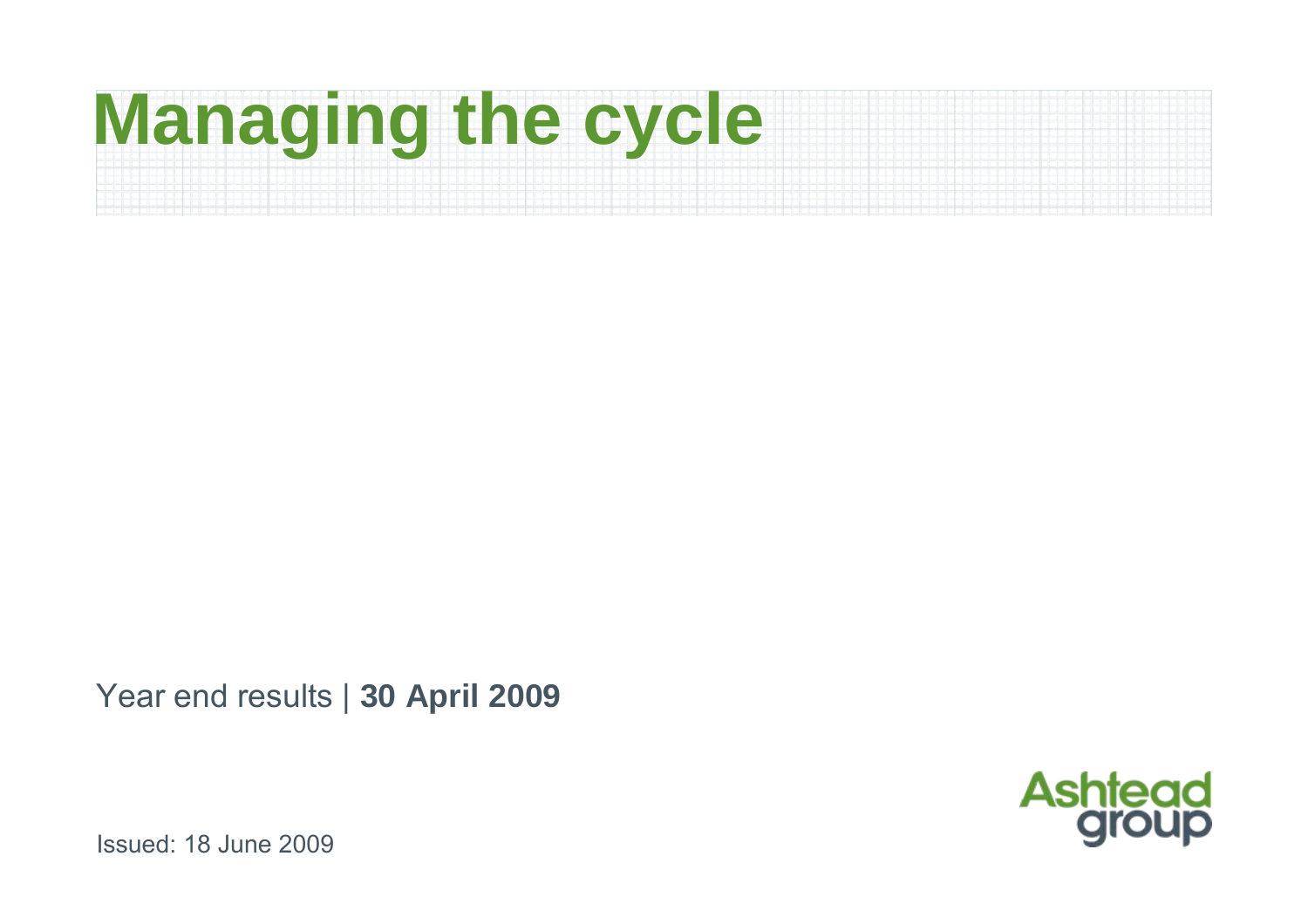# Managing the cycle

Year end results | **30 April 2009**

Ashtead group

Issued: 18 June 2009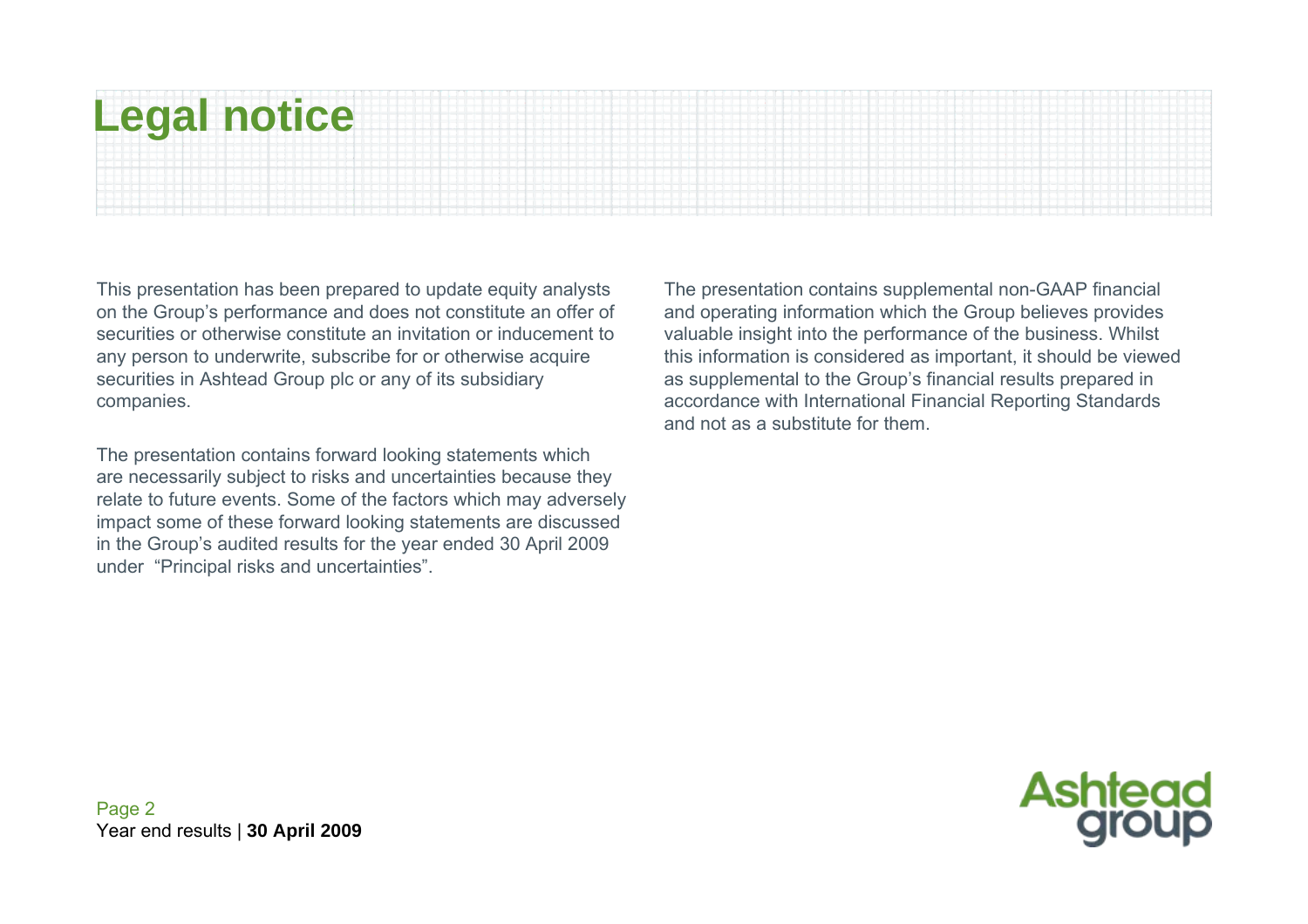# Legal notice

This presentation has been prepared to update equity analysts on the Group's performance and does not constitute an offer of securities or otherwise constitute an invitation or inducement to any person to underwrite, subscribe for or otherwise acquire securities in Ashtead Group plc or any of its subsidiary companies.

The presentation contains forward looking statements which are necessarily subject to risks and uncertainties because they relate to future events. Some of the factors which may adversely impact some of these forward looking statements are discussed in the Group's audited results for the year ended 30 April 2009 under "Principal risks and uncertainties".

The presentation contains supplemental non-GAAP financial and operating information which the Group believes provides valuable insight into the performance of the business. Whilst this information is considered as important, it should be viewed as supplemental to the Group's financial results prepared in accordance with International Financial Reporting Standards and not as a substitute for them.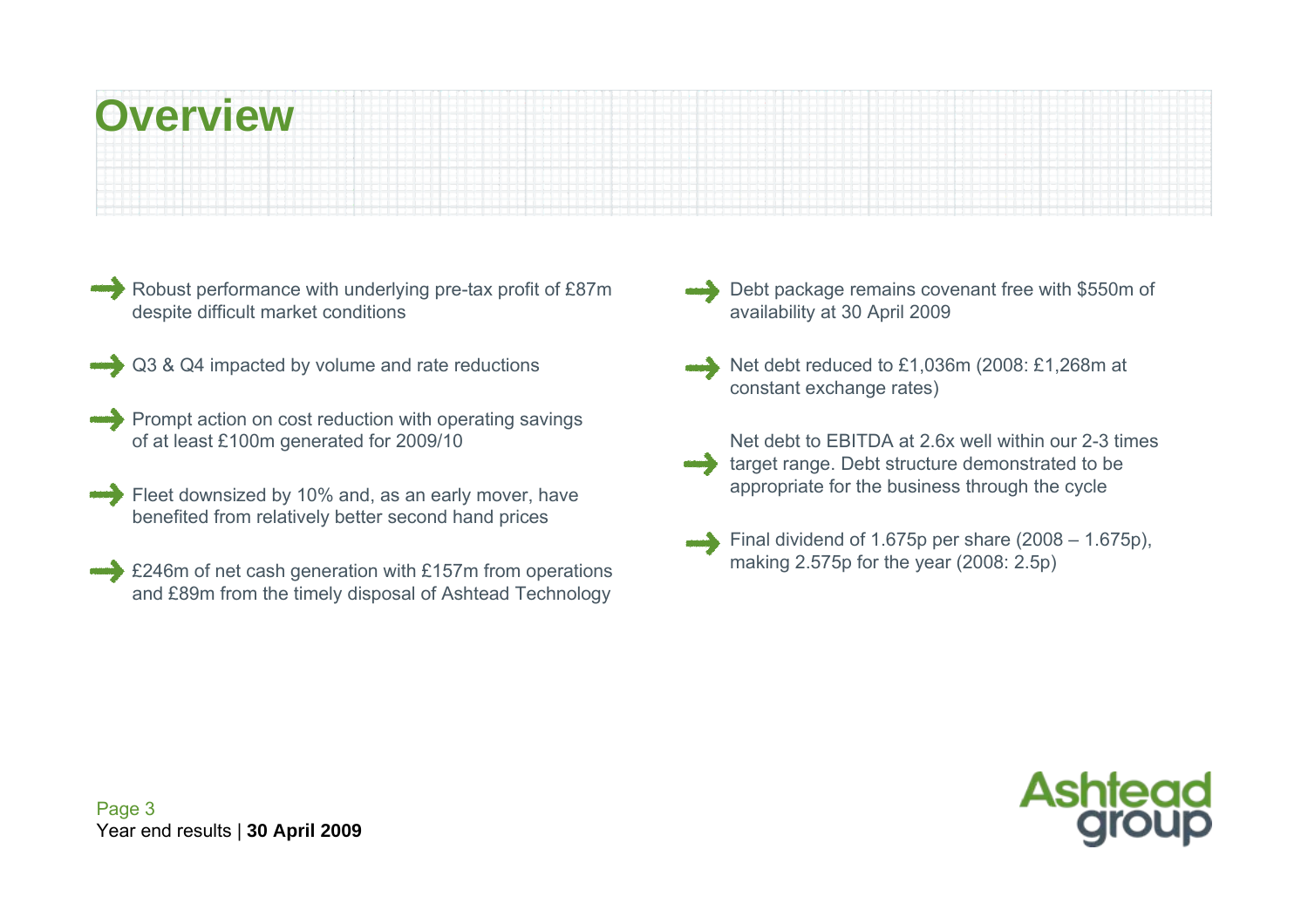# Overview

- Robust performance with underlying pre-tax profit of £87m despite difficult market conditions
- Q3 & Q4 impacted by volume and rate reductions
- Prompt action on cost reduction with operating savings of at least £100m generated for 2009/10
- Fleet downsized by 10% and, as an early mover, have benefited from relatively better second hand prices
- £246m of net cash generation with £157m from operations and £89m from the timely disposal of Ashtead Technology
- Debt package remains covenant free with $550m of availability at 30 April 2009
- Net debt reduced to £1,036m (2008: £1,268m at constant exchange rates)
- Net debt to EBITDA at 2.6x well within our 2-3 times target range. Debt structure demonstrated to be appropriate for the business through the cycle
- Final dividend of 1.675p per share (2008 – 1.675p), making 2.575p for the year (2008: 2.5p)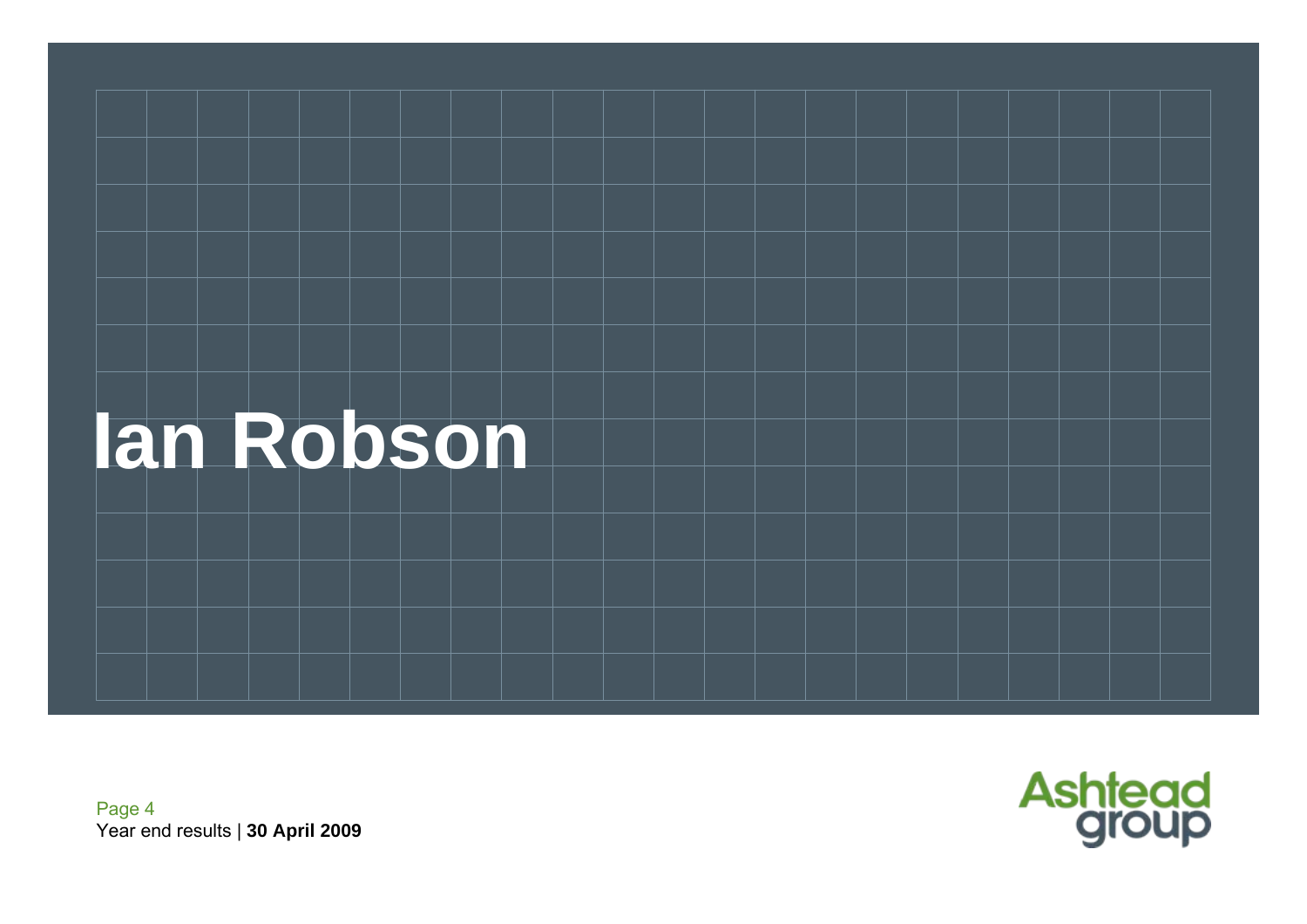# Ian Robson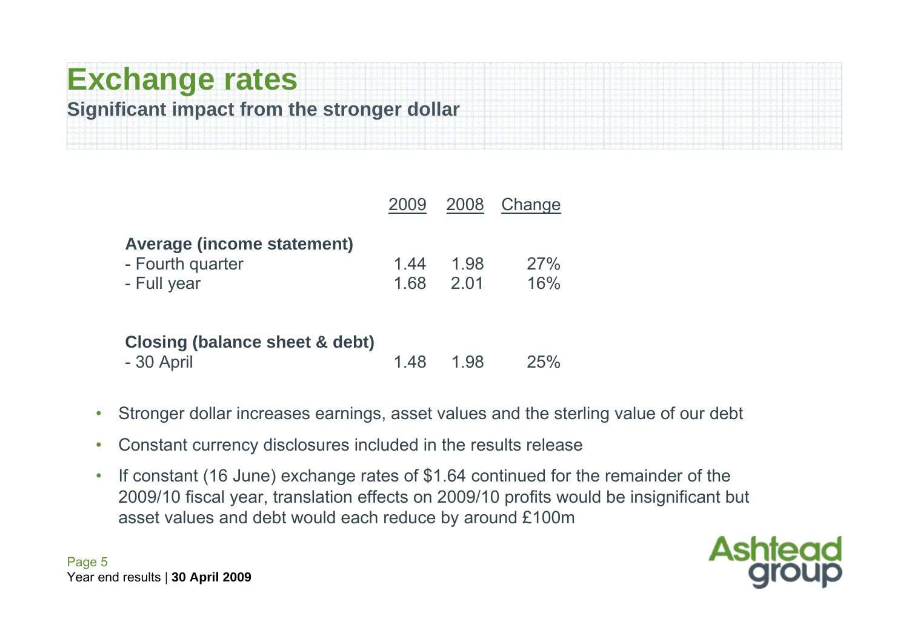# Exchange rates

**Significant impact from the stronger dollar**

| | 2009 | 2008 | Change |
|---|---|---|---|
| **Average (income statement)** | | | |
| - Fourth quarter | 1.44 | 1.98 | 27% |
| - Full year | 1.68 | 2.01 | 16% |
| **Closing (balance sheet & debt)** | | | |
| - 30 April | 1.48 | 1.98 | 25% |

- Stronger dollar increases earnings, asset values and the sterling value of our debt
- Constant currency disclosures included in the results release
- If constant (16 June) exchange rates of \$1.64 continued for the remainder of the 2009/10 fiscal year, translation effects on 2009/10 profits would be insignificant but asset values and debt would each reduce by around £100m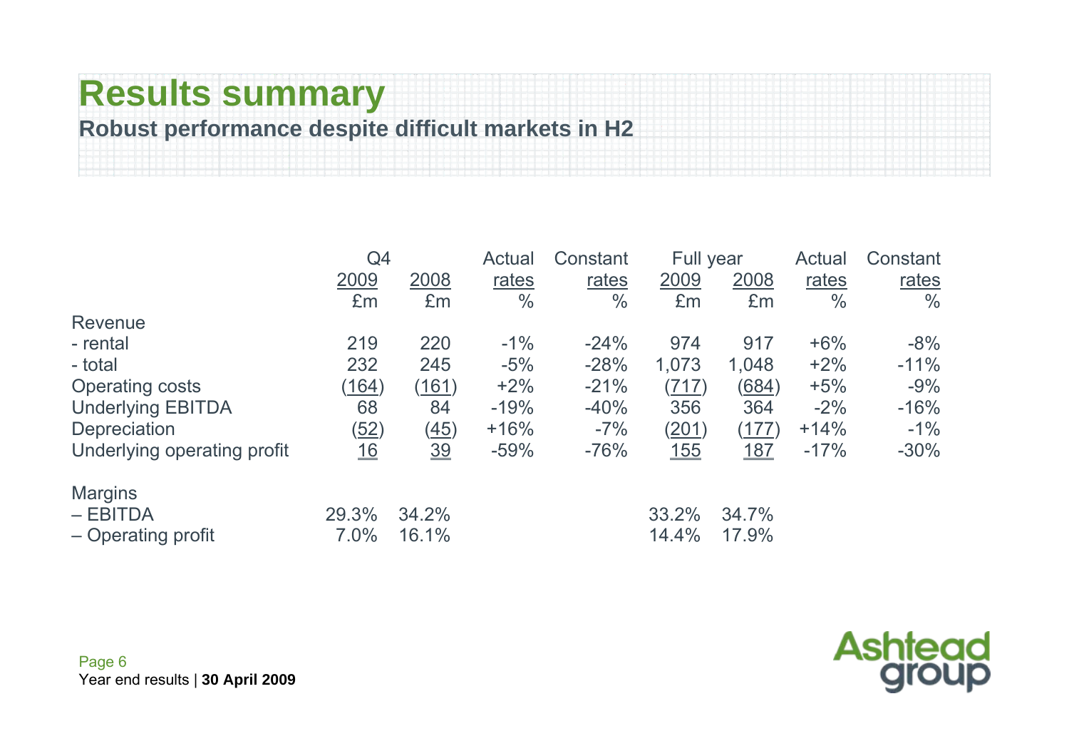# Results summary

## Robust performance despite difficult markets in H2

| | Q4 2009 | Q4 2008 | Actual rates | Constant rates | Full year 2009 | Full year 2008 | Actual rates | Constant rates |
|---|---|---|---|---|---|---|---|---|
| | £m | £m | % | % | £m | £m | % | % |
| Revenue | | | | | | | | |
| - rental | 219 | 220 | -1% | -24% | 974 | 917 | +6% | -8% |
| - total | 232 | 245 | -5% | -28% | 1,073 | 1,048 | +2% | -11% |
| Operating costs | (164) | (161) | +2% | -21% | (717) | (684) | +5% | -9% |
| Underlying EBITDA | 68 | 84 | -19% | -40% | 356 | 364 | -2% | -16% |
| Depreciation | (52) | (45) | +16% | -7% | (201) | (177) | +14% | -1% |
| Underlying operating profit | 16 | 39 | -59% | -76% | 155 | 187 | -17% | -30% |
| Margins | | | | | | | | |
| – EBITDA | 29.3% | 34.2% | | | 33.2% | 34.7% | | |
| – Operating profit | 7.0% | 16.1% | | | 14.4% | 17.9% | | |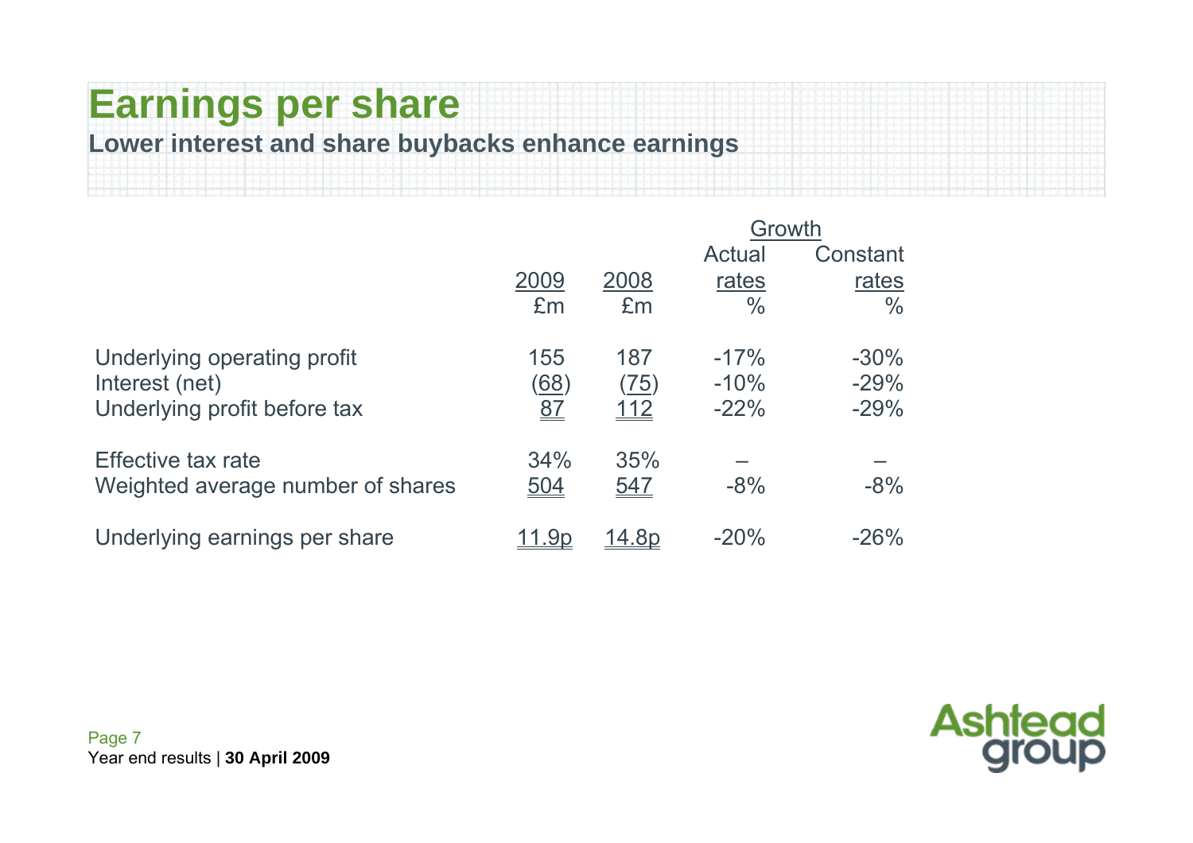# Earnings per share

**Lower interest and share buybacks enhance earnings**

| | 2009 | 2008 | Growth | |
|---|---|---|---|---|
| | £m | £m | Actual rates % | Constant rates % |
| Underlying operating profit | 155 | 187 | -17% | -30% |
| Interest (net) | (68) | (75) | -10% | -29% |
| Underlying profit before tax | 87 | 112 | -22% | -29% |
| Effective tax rate | 34% | 35% | – | – |
| Weighted average number of shares | 504 | 547 | -8% | -8% |
| Underlying earnings per share | 11.9p | 14.8p | -20% | -26% |

Year end results | **30 April 2009**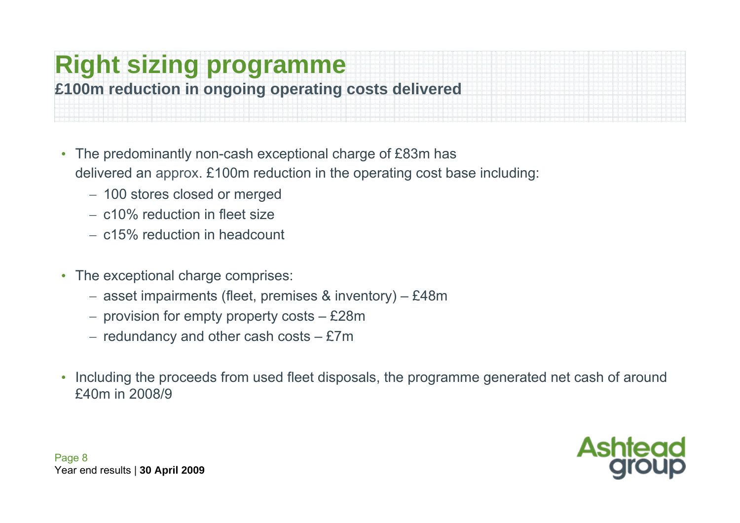# Right sizing programme

**£100m reduction in ongoing operating costs delivered**

- The predominantly non-cash exceptional charge of £83m has delivered an approx. £100m reduction in the operating cost base including:
  - 100 stores closed or merged
  - c10% reduction in fleet size
  - c15% reduction in headcount

- The exceptional charge comprises:
  - asset impairments (fleet, premises & inventory) – £48m
  - provision for empty property costs – £28m
  - redundancy and other cash costs – £7m

- Including the proceeds from used fleet disposals, the programme generated net cash of around £40m in 2008/9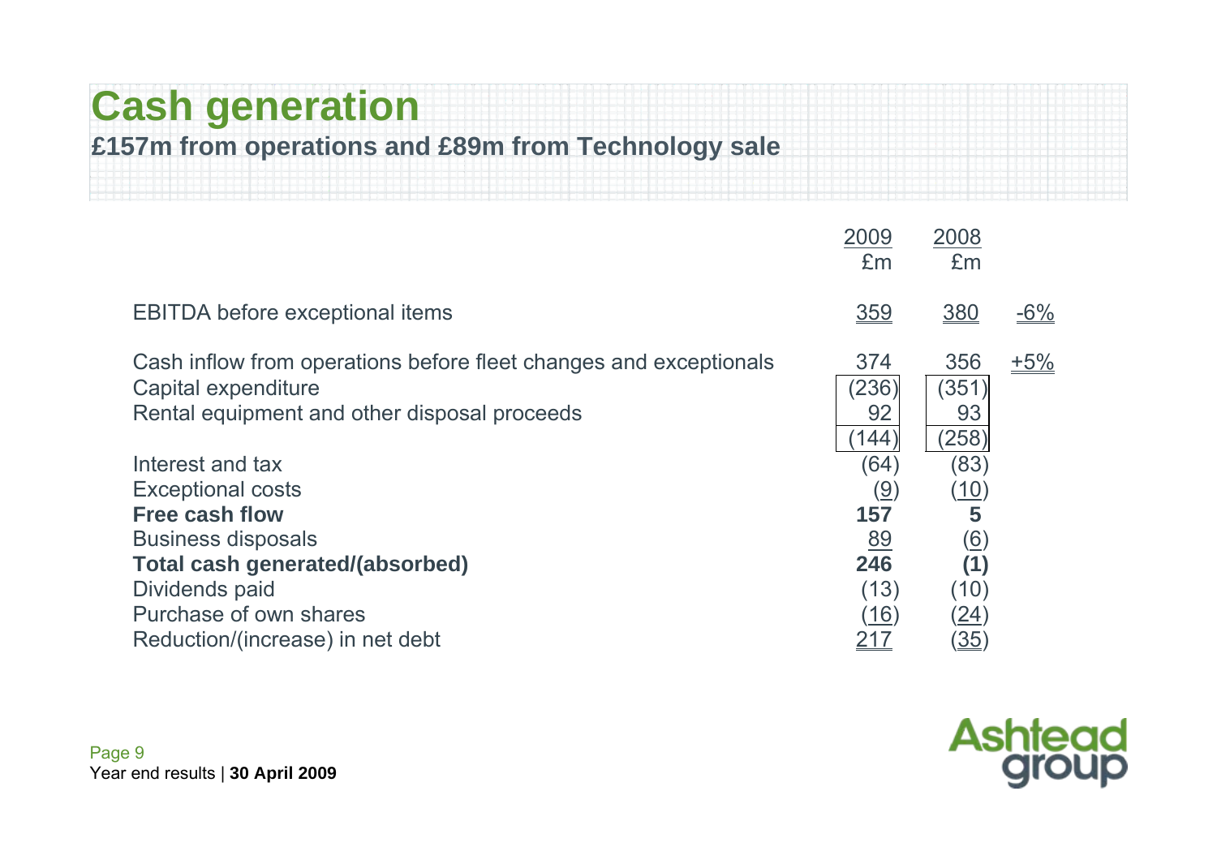# Cash generation

## £157m from operations and £89m from Technology sale

| | 2009 £m | 2008 £m | |
|---|---|---|---|
| EBITDA before exceptional items | 359 | 380 | -6% |
| Cash inflow from operations before fleet changes and exceptionals | 374 | 356 | +5% |
| Capital expenditure | (236) | (351) | |
| Rental equipment and other disposal proceeds | 92 | 93 | |
| | (144) | (258) | |
| Interest and tax | (64) | (83) | |
| Exceptional costs | (9) | (10) | |
| **Free cash flow** | **157** | **5** | |
| Business disposals | 89 | (6) | |
| **Total cash generated/(absorbed)** | **246** | **(1)** | |
| Dividends paid | (13) | (10) | |
| Purchase of own shares | (16) | (24) | |
| Reduction/(increase) in net debt | 217 | (35) | |

Year end results | **30 April 2009**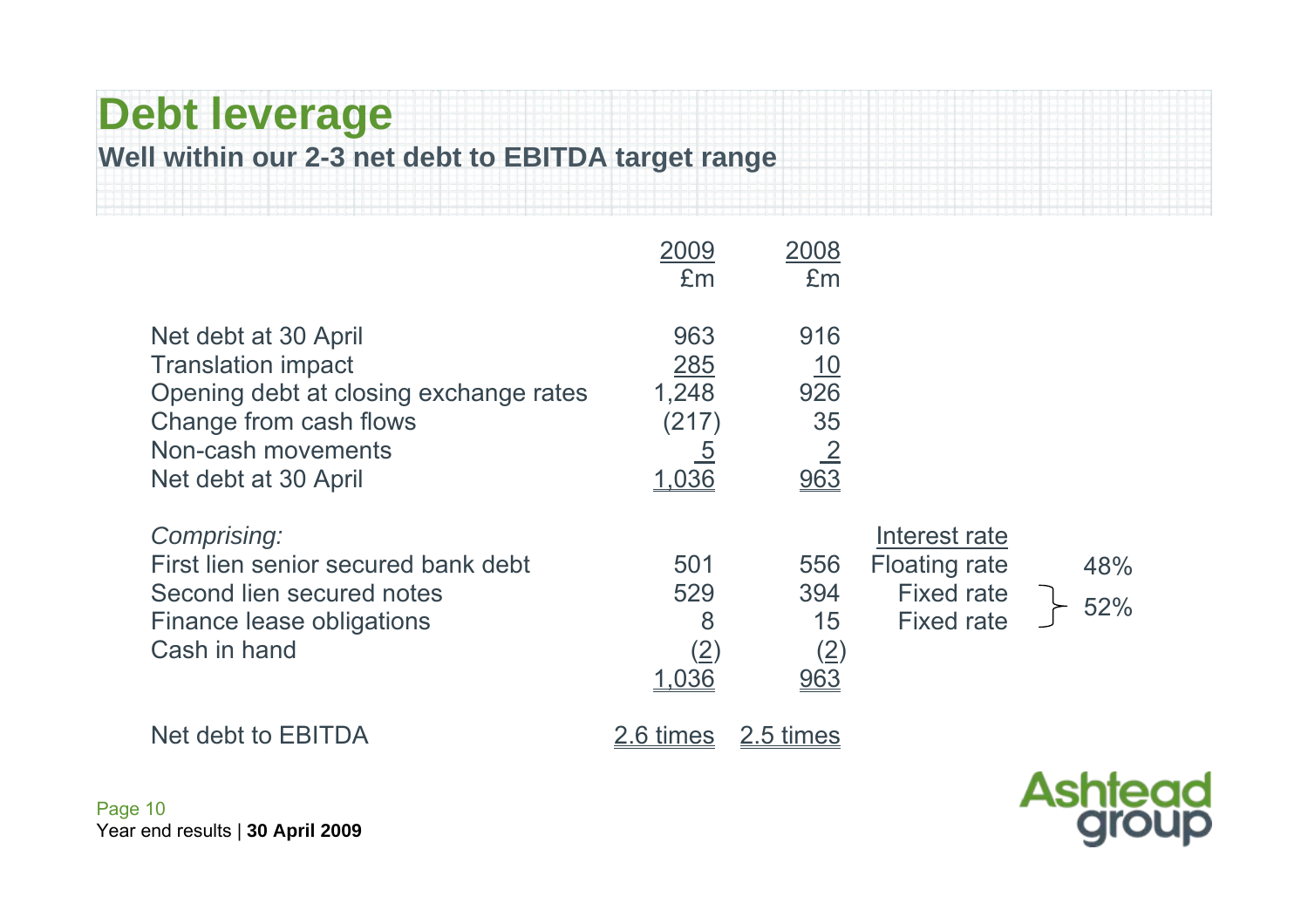# Debt leverage

**Well within our 2-3 net debt to EBITDA target range**

| | 2009 £m | 2008 £m | | |
|---|---|---|---|---|
| Net debt at 30 April | 963 | 916 | | |
| Translation impact | 285 | 10 | | |
| Opening debt at closing exchange rates | 1,248 | 926 | | |
| Change from cash flows | (217) | 35 | | |
| Non-cash movements | 5 | 2 | | |
| Net debt at 30 April | 1,036 | 963 | | |
| *Comprising:* | | | Interest rate | |
| First lien senior secured bank debt | 501 | 556 | Floating rate | 48% |
| Second lien secured notes | 529 | 394 | Fixed rate | 52% |
| Finance lease obligations | 8 | 15 | Fixed rate | |
| Cash in hand | (2) | (2) | | |
| | 1,036 | 963 | | |
| Net debt to EBITDA | 2.6 times | 2.5 times | | |

Year end results | **30 April 2009**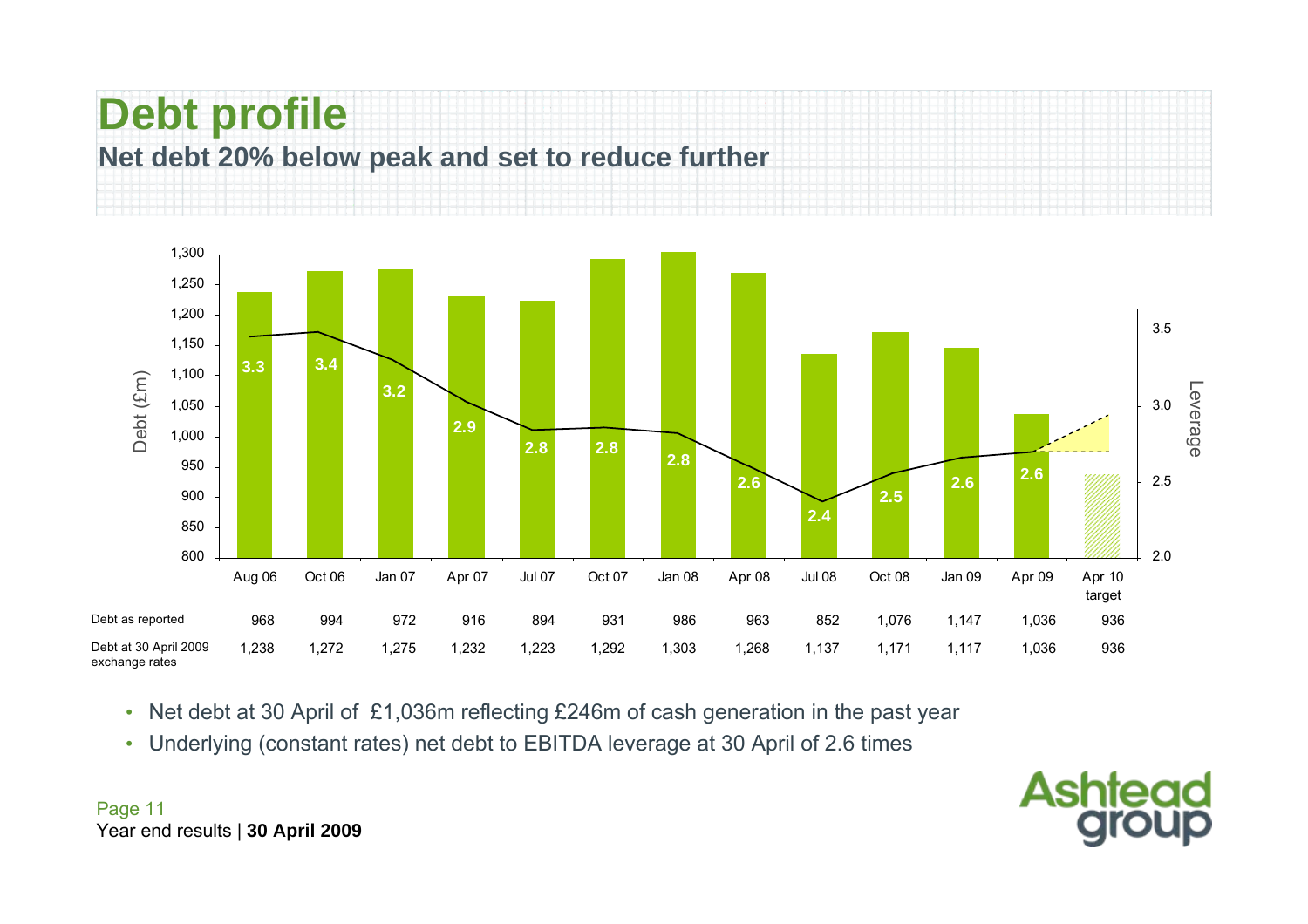# Debt profile

## Net debt 20% below peak and set to reduce further

| | Aug 06 | Oct 06 | Jan 07 | Apr 07 | Jul 07 | Oct 07 | Jan 08 | Apr 08 | Jul 08 | Oct 08 | Jan 09 | Apr 09 | Apr 10 target |
|---|---|---|---|---|---|---|---|---|---|---|---|---|---|
| Leverage | 3.3 | 3.4 | 3.2 | 2.9 | 2.8 | 2.8 | 2.8 | 2.6 | 2.4 | 2.5 | 2.6 | 2.6 | |
| Debt as reported | 968 | 994 | 972 | 916 | 894 | 931 | 986 | 963 | 852 | 1,076 | 1,147 | 1,036 | 936 |
| Debt at 30 April 2009 exchange rates | 1,238 | 1,272 | 1,275 | 1,232 | 1,223 | 1,292 | 1,303 | 1,268 | 1,137 | 1,171 | 1,117 | 1,036 | 936 |

- Net debt at 30 April of £1,036m reflecting £246m of cash generation in the past year
- Underlying (constant rates) net debt to EBITDA leverage at 30 April of 2.6 times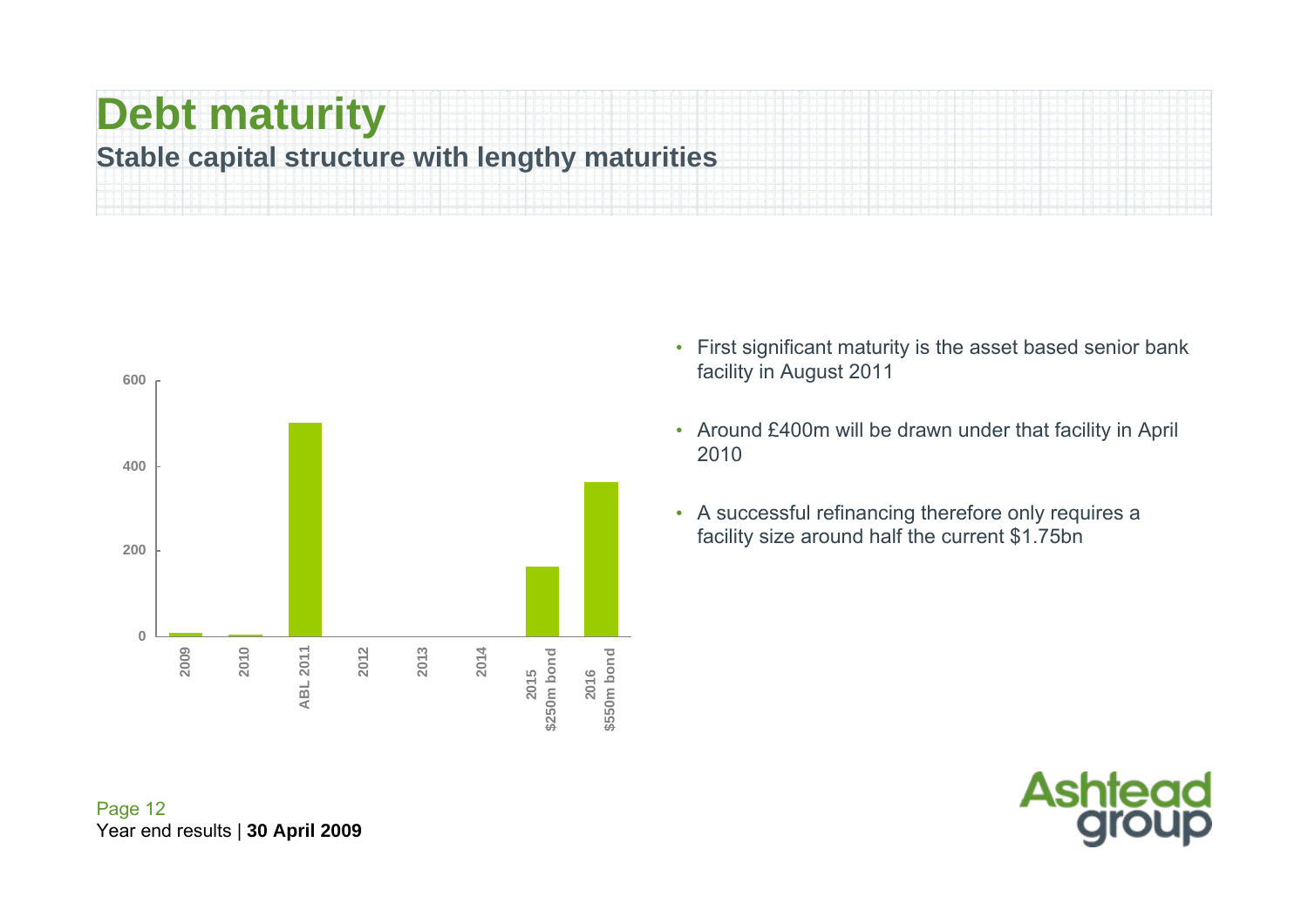# Debt maturity

## Stable capital structure with lengthy maturities

| | Value |
|---|---|
| 2009 | ~8 |
| 2010 | ~4 |
| ABL 2011 | ~500 |
| 2012 | 0 |
| 2013 | 0 |
| 2014 | 0 |
| 2015 $250m bond | ~162 |
| 2016 $550m bond | ~360 |

- First significant maturity is the asset based senior bank facility in August 2011
- Around £400m will be drawn under that facility in April 2010
- A successful refinancing therefore only requires a facility size around half the current $1.75bn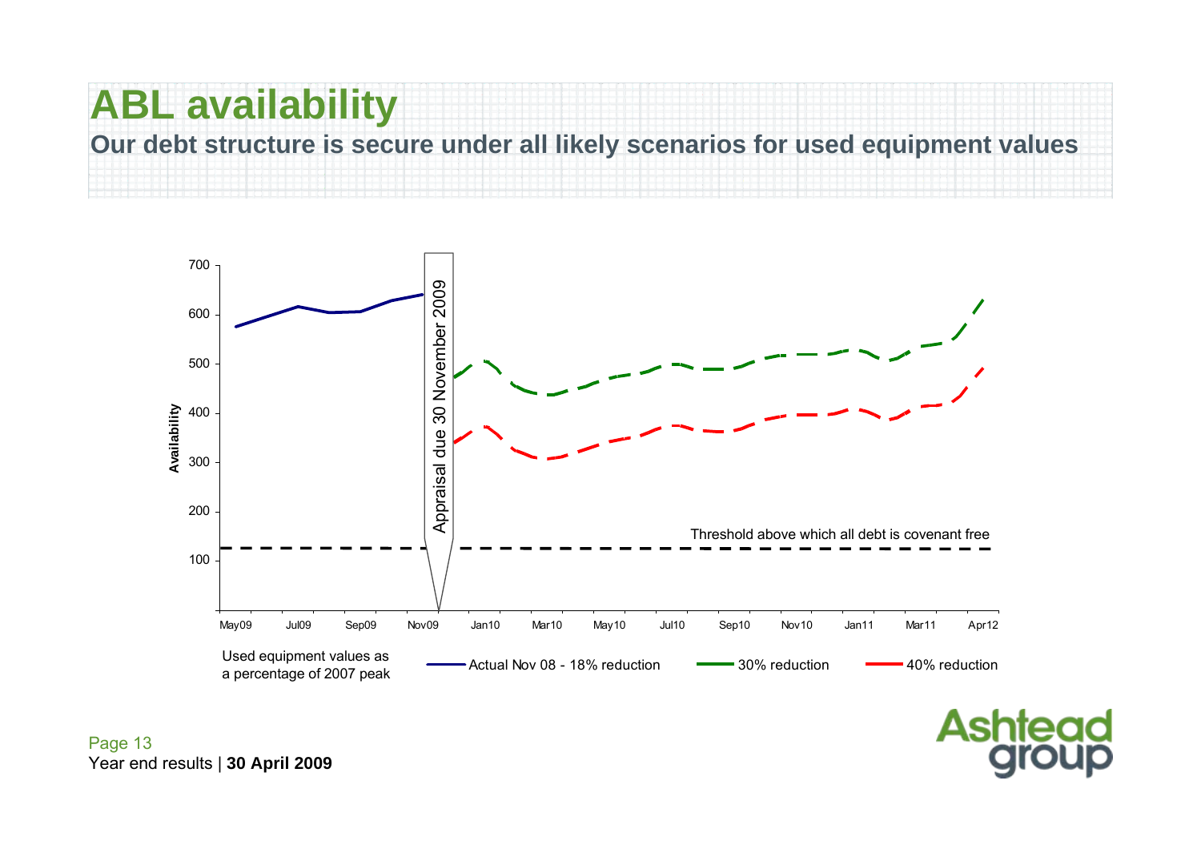# ABL availability

## Our debt structure is secure under all likely scenarios for used equipment values

Availability

700

600

500

400

300

200

100

Appraisal due 30 November 2009

Threshold above which all debt is covenant free

May09 Jul09 Sep09 Nov09 Jan10 Mar10 May10 Jul10 Sep10 Nov10 Jan11 Mar11 Apr12

Used equipment values as a percentage of 2007 peak

Actual Nov 08 - 18% reduction — 30% reduction — 40% reduction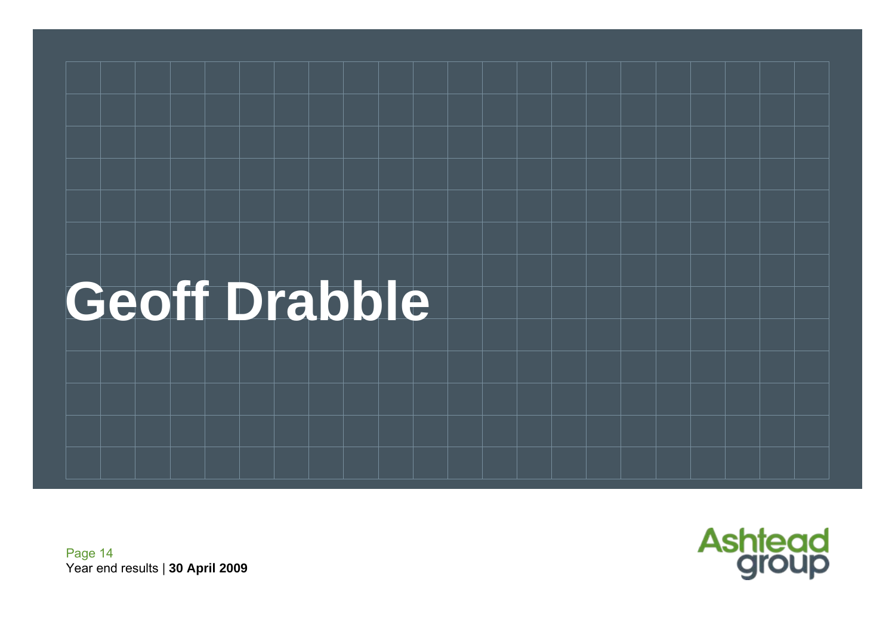# Geoff Drabble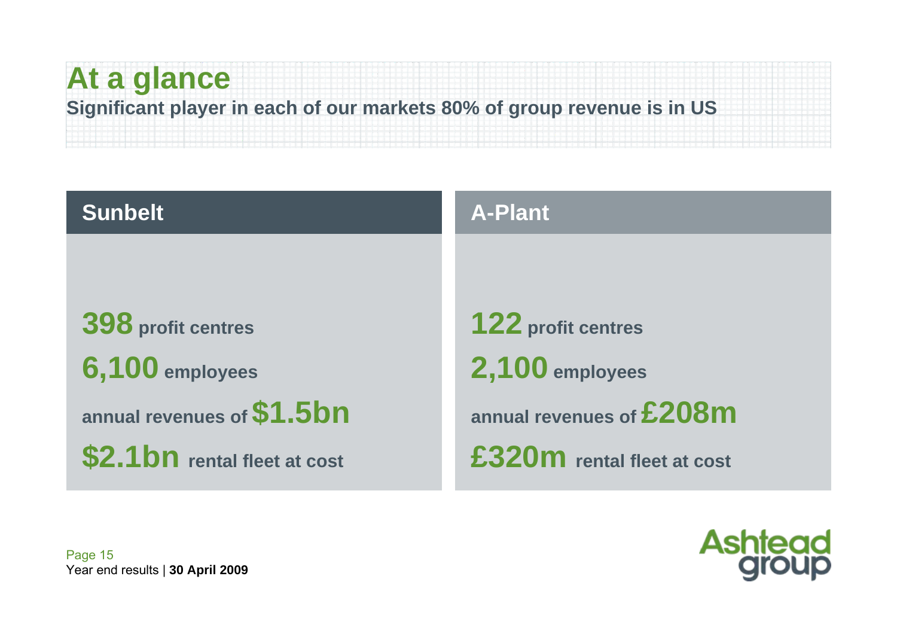# At a glance

**Significant player in each of our markets 80% of group revenue is in US**

## Sunbelt

**398** profit centres

**6,100** employees

annual revenues of **$1.5bn**

**$2.1bn** rental fleet at cost

## A-Plant

**122** profit centres

**2,100** employees

annual revenues of **£208m**

**£320m** rental fleet at cost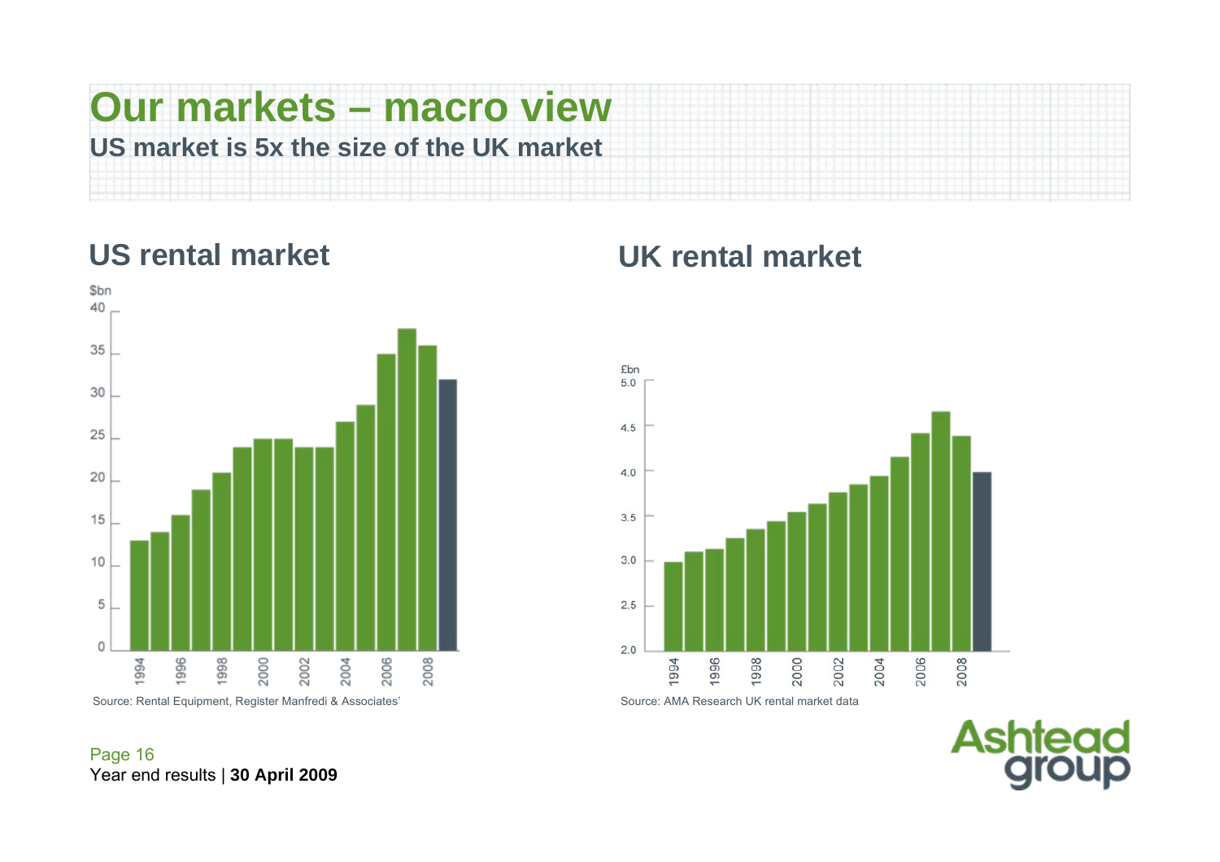# Our markets – macro view

**US market is 5x the size of the UK market**

## US rental market

$bn

Source: Rental Equipment, Register Manfredi & Associates'

## UK rental market

£bn

Source: AMA Research UK rental market data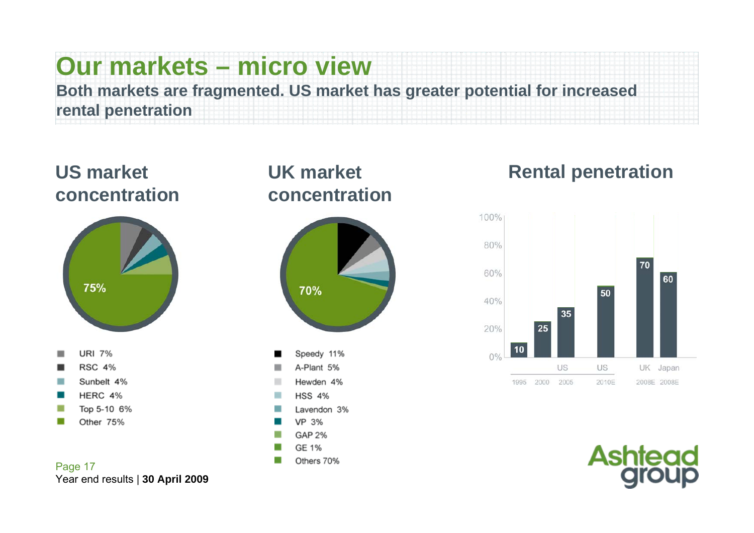# Our markets – micro view

**Both markets are fragmented. US market has greater potential for increased rental penetration**

## US market concentration

75%

- URI 7%
- RSC 4%
- Sunbelt 4%
- HERC 4%
- Top 5-10 6%
- Other 75%

## UK market concentration

70%

- Speedy 11%
- A-Plant 5%
- Hewden 4%
- HSS 4%
- Lavendon 3%
- VP 3%
- GAP 2%
- GE 1%
- Others 70%

## Rental penetration

| Market | Year | Rental penetration (%) |
|---|---|---|
| US | 1995 | 10 |
| US | 2000 | 25 |
| US | 2005 | 35 |
| US | 2010E | 50 |
| UK | 2008E | 70 |
| Japan | 2008E | 60 |

Year end results | **30 April 2009**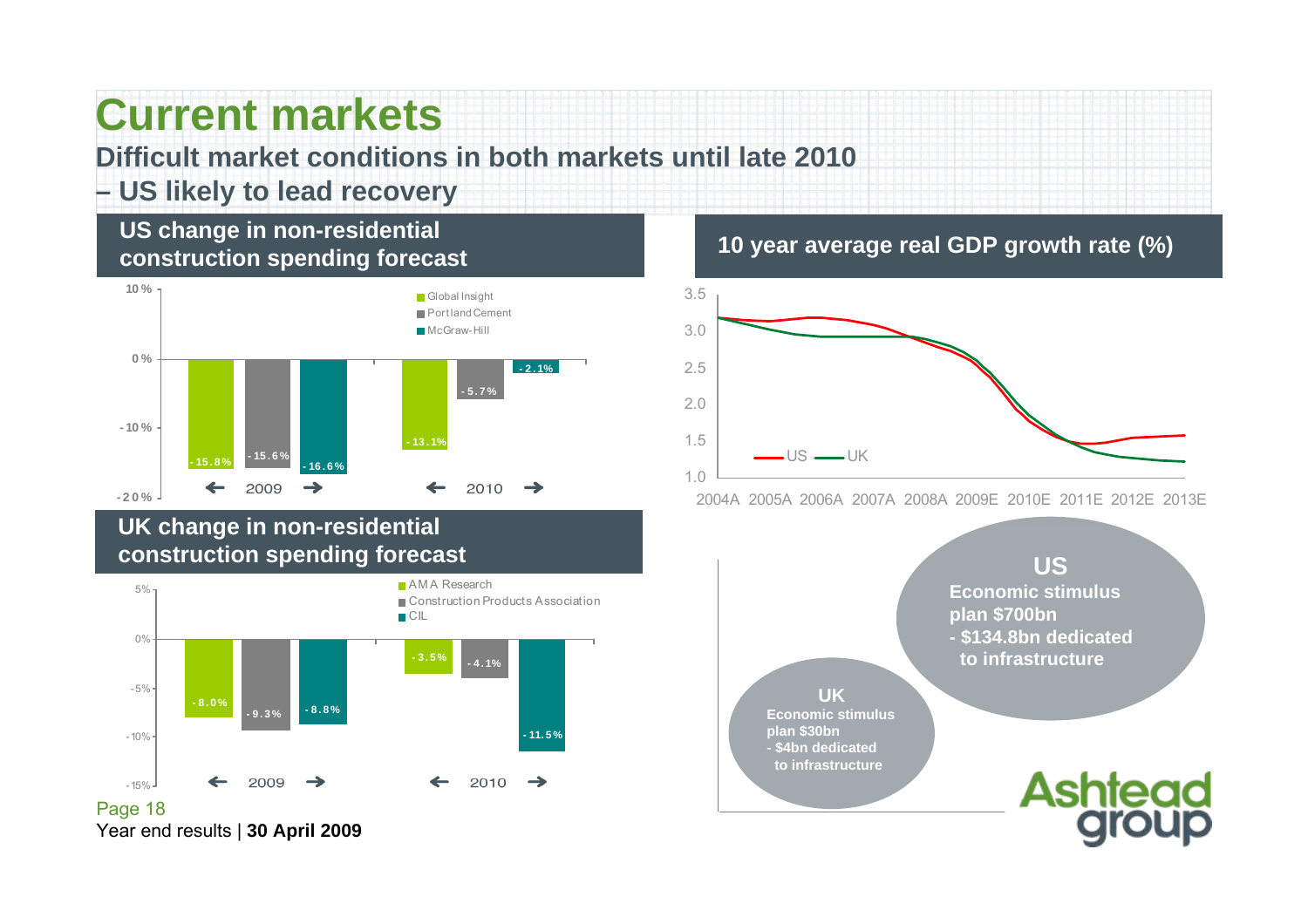# Current markets

## Difficult market conditions in both markets until late 2010 – US likely to lead recovery

### US change in non-residential construction spending forecast

| | Global Insight | Portland Cement | McGraw-Hill |
|---|---|---|---|
| 2009 | -15.8% | -15.6% | -16.6% |
| 2010 | -13.1% | -5.7% | -2.1% |

### UK change in non-residential construction spending forecast

| | AMA Research | Construction Products Association | CIL |
|---|---|---|---|
| 2009 | -8.0% | -9.3% | -8.8% |
| 2010 | -3.5% | -4.1% | -11.5% |

### 10 year average real GDP growth rate (%)

US, UK: 2004A, 2005A, 2006A, 2007A, 2008A, 2009E, 2010E, 2011E, 2012E, 2013E

**US**
Economic stimulus plan $700bn
- $134.8bn dedicated to infrastructure

**UK**
Economic stimulus plan $30bn
- $4bn dedicated to infrastructure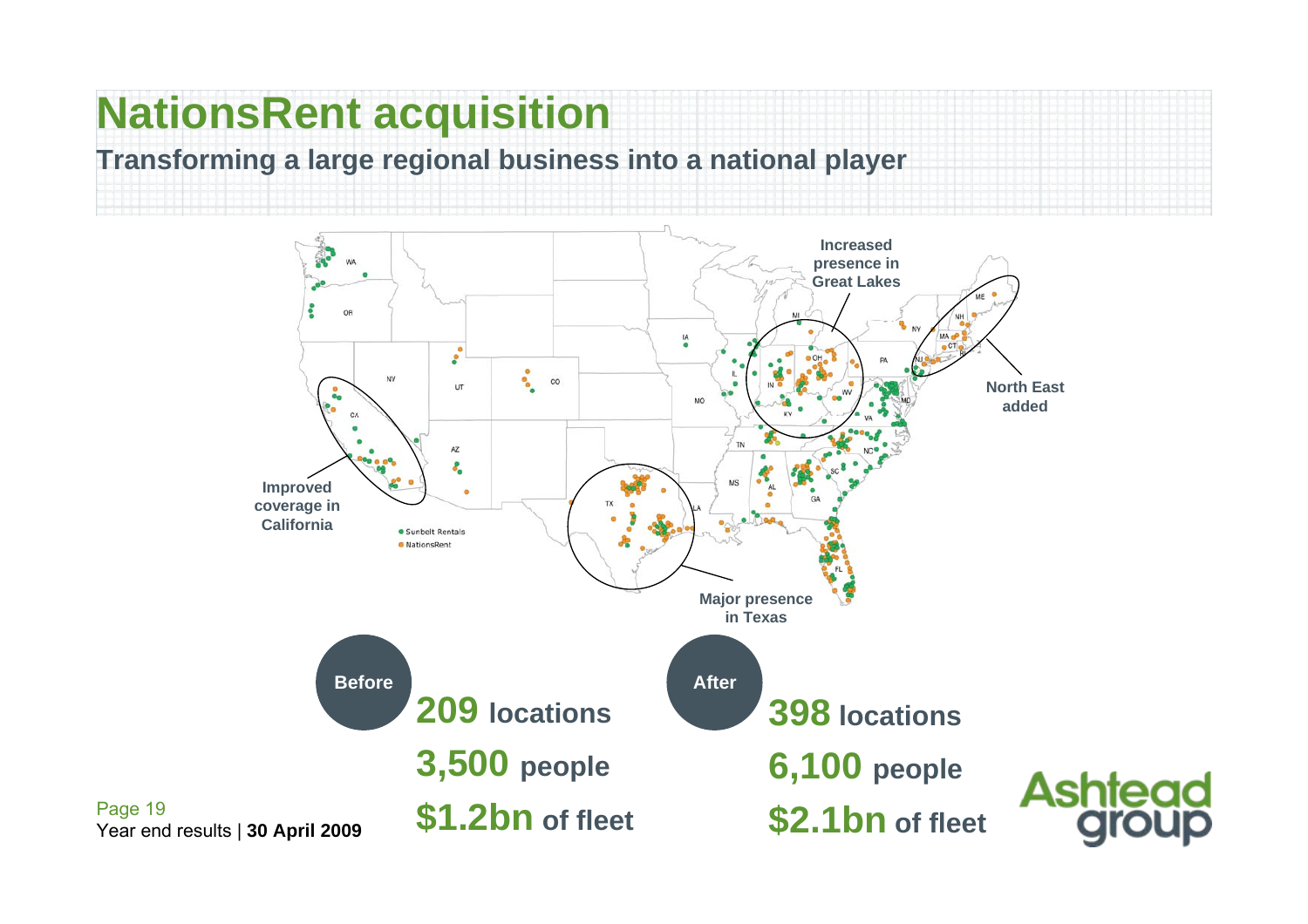# NationsRent acquisition

## Transforming a large regional business into a national player

Increased presence in Great Lakes

North East added

Improved coverage in California

Major presence in Texas

- Sunbelt Rentals
- NationsRent

| Before | After |
| --- | --- |
| **209** locations | **398** locations |
| **3,500** people | **6,100** people |
| **$1.2bn** of fleet | **$2.1bn** of fleet |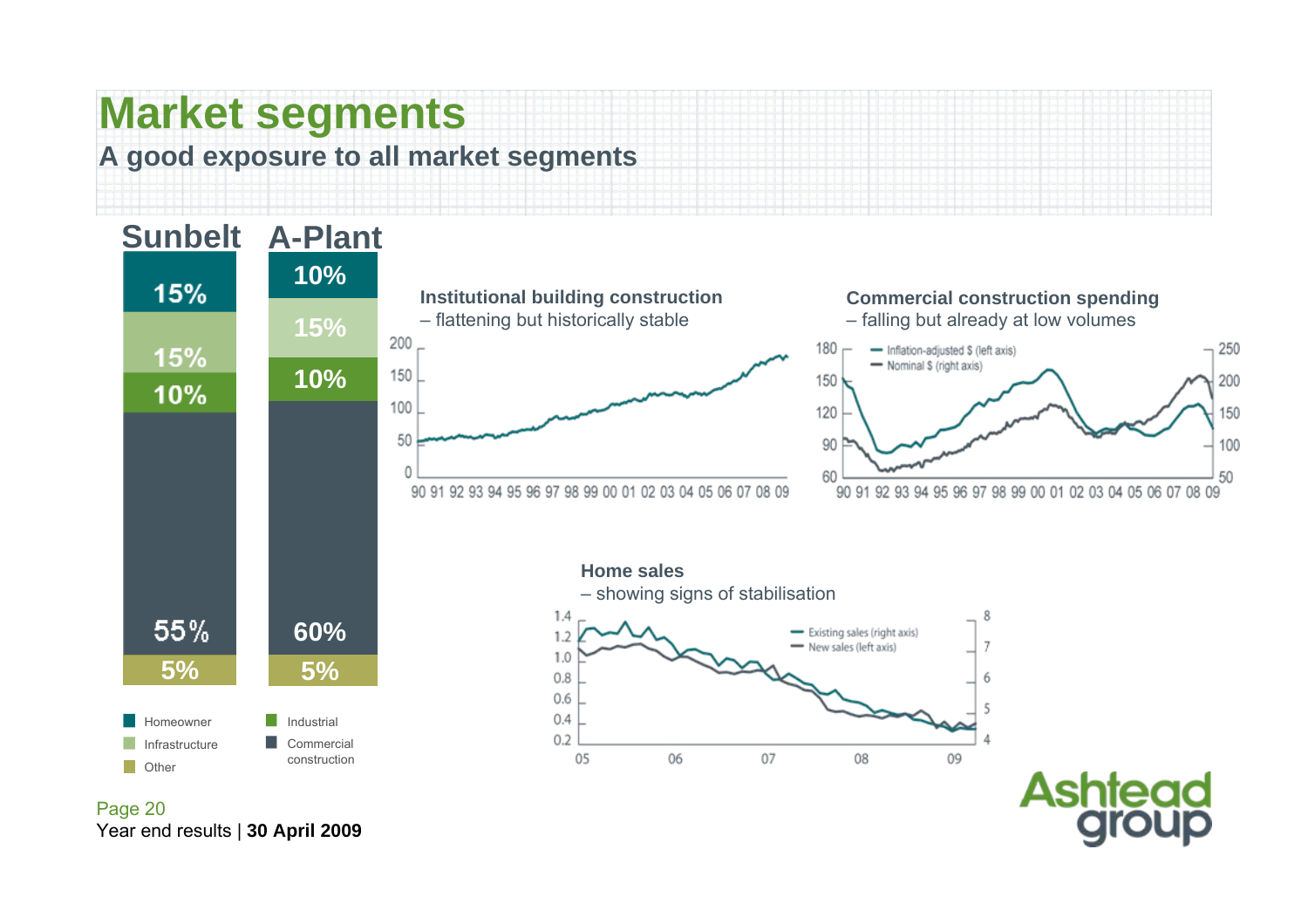# Market segments

**A good exposure to all market segments**

| Segment | Sunbelt | A-Plant |
|---|---|---|
| Homeowner | 15% | 10% |
| Infrastructure | 15% | 15% |
| Industrial | 10% | 10% |
| Commercial construction | 55% | 60% |
| Other | 5% | 5% |

**Institutional building construction**
– flattening but historically stable

**Commercial construction spending**
– falling but already at low volumes

**Home sales**
– showing signs of stabilisation

Year end results | **30 April 2009**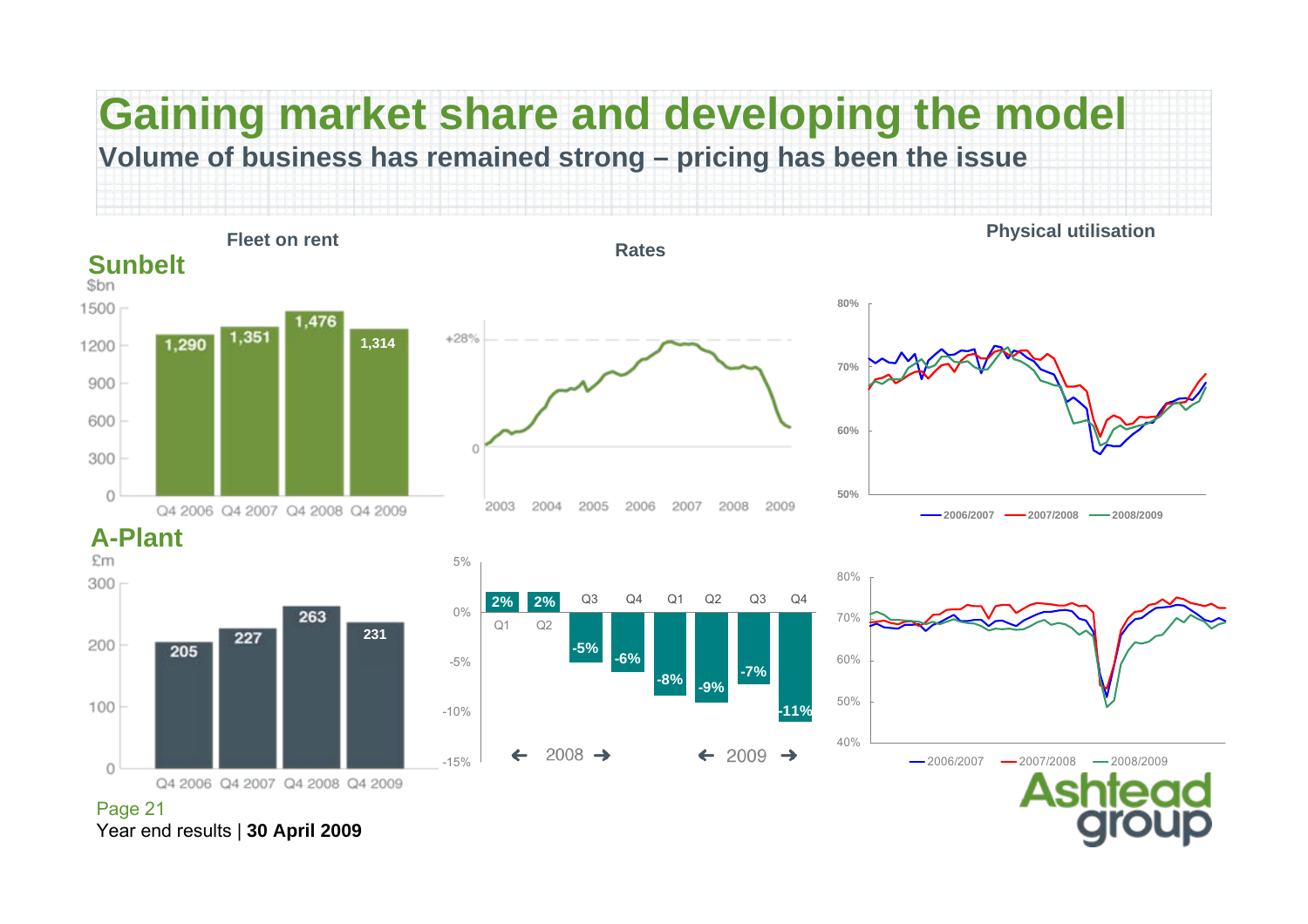# Gaining market share and developing the model

**Volume of business has remained strong – pricing has been the issue**

## Sunbelt

**Fleet on rent** ($bn)

| | Q4 2006 | Q4 2007 | Q4 2008 | Q4 2009 |
|---|---|---|---|---|
| Fleet on rent | 1,290 | 1,351 | 1,476 | 1,314 |

**Rates**

+28% (peak), 2003–2009

**Physical utilisation**

2006/2007, 2007/2008, 2008/2009

## A-Plant

**Fleet on rent** (£m)

| | Q4 2006 | Q4 2007 | Q4 2008 | Q4 2009 |
|---|---|---|---|---|
| Fleet on rent | 205 | 227 | 263 | 231 |

**Rates**

| | 2008 Q1 | 2008 Q2 | 2008 Q3 | 2008 Q4 | 2009 Q1 | 2009 Q2 | 2009 Q3 | 2009 Q4 |
|---|---|---|---|---|---|---|---|---|
| Rates | 2% | 2% | -5% | -6% | -8% | -9% | -7% | -11% |

**Physical utilisation**

2006/2007, 2007/2008, 2008/2009

Year end results | **30 April 2009**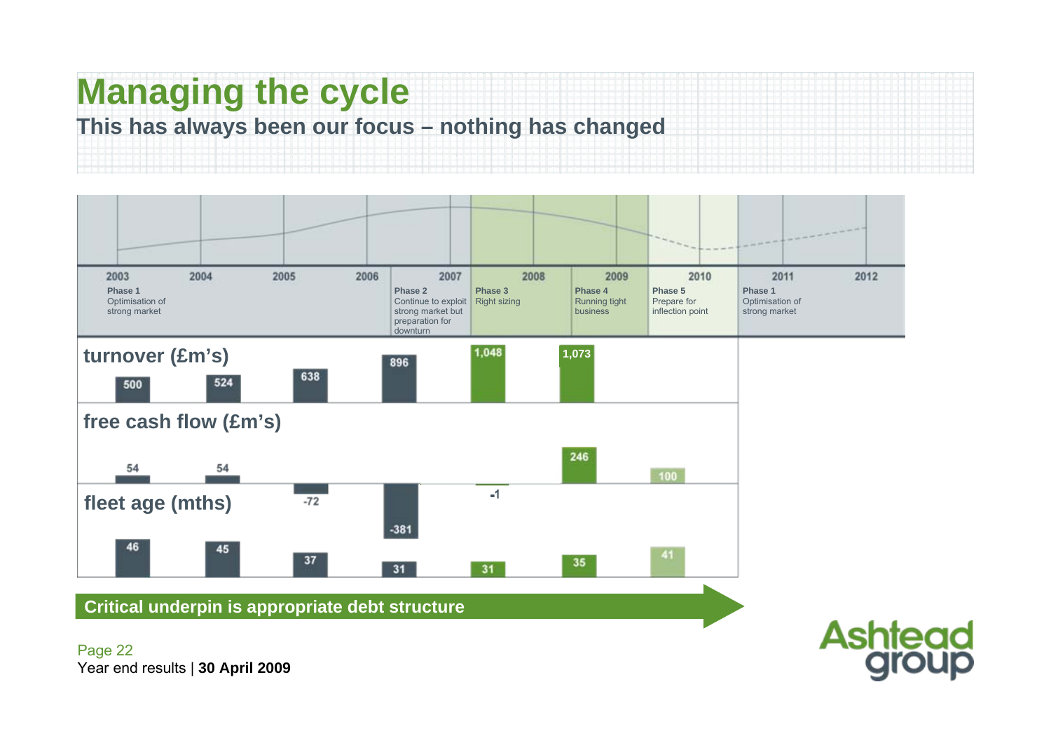# Managing the cycle

## This has always been our focus – nothing has changed

| | 2003 | 2004 | 2005 | 2006 | 2007 | 2008 | 2009 | 2010 | 2011 | 2012 |
|---|---|---|---|---|---|---|---|---|---|---|
| Phase | Phase 1 Optimisation of strong market | | | | Phase 2 Continue to exploit strong market but preparation for downturn | Phase 3 Right sizing | Phase 4 Running tight business | Phase 5 Prepare for inflection point | Phase 1 Optimisation of strong market | |
| turnover (£m's) | 500 | 524 | 638 | 896 | 1,048 | 1,073 | | | | |
| free cash flow (£m's) | 54 | 54 | -72 | -381 | -1 | 246 | 100 | | | |
| fleet age (mths) | 46 | 45 | 37 | 31 | 31 | 35 | 41 | | | |

**Critical underpin is appropriate debt structure**

Year end results | **30 April 2009**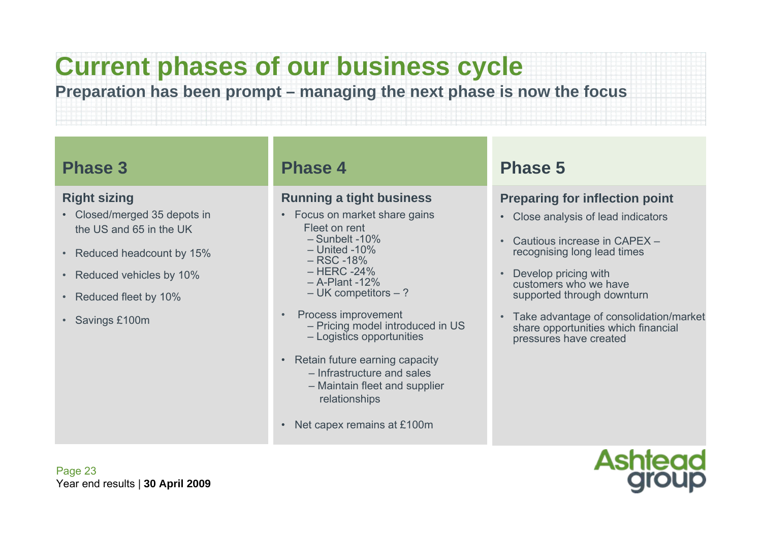# Current phases of our business cycle

**Preparation has been prompt – managing the next phase is now the focus**

## Phase 3

### Right sizing

- Closed/merged 35 depots in the US and 65 in the UK
- Reduced headcount by 15%
- Reduced vehicles by 10%
- Reduced fleet by 10%
- Savings £100m

## Phase 4

### Running a tight business

- Focus on market share gains
  Fleet on rent
  - Sunbelt -10%
  - United -10%
  - RSC -18%
  - HERC -24%
  - A-Plant -12%
  - UK competitors – ?
- Process improvement
  - Pricing model introduced in US
  - Logistics opportunities
- Retain future earning capacity
  - Infrastructure and sales
  - Maintain fleet and supplier relationships
- Net capex remains at £100m

## Phase 5

### Preparing for inflection point

- Close analysis of lead indicators
- Cautious increase in CAPEX – recognising long lead times
- Develop pricing with customers who we have supported through downturn
- Take advantage of consolidation/market share opportunities which financial pressures have created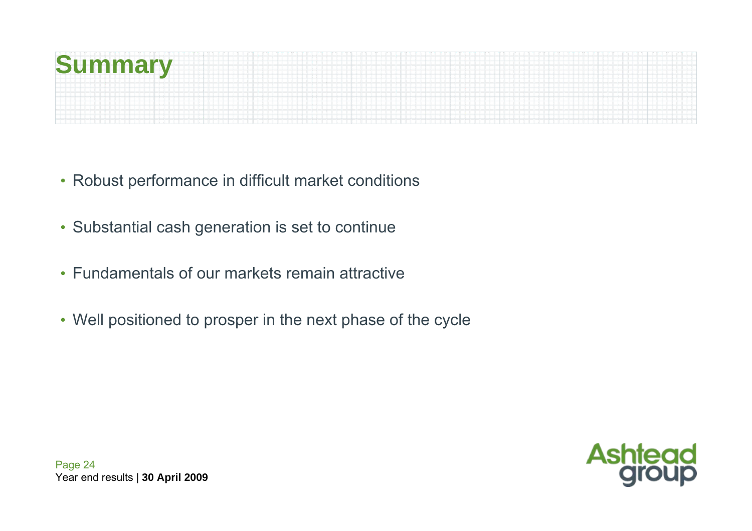# Summary

- Robust performance in difficult market conditions
- Substantial cash generation is set to continue
- Fundamentals of our markets remain attractive
- Well positioned to prosper in the next phase of the cycle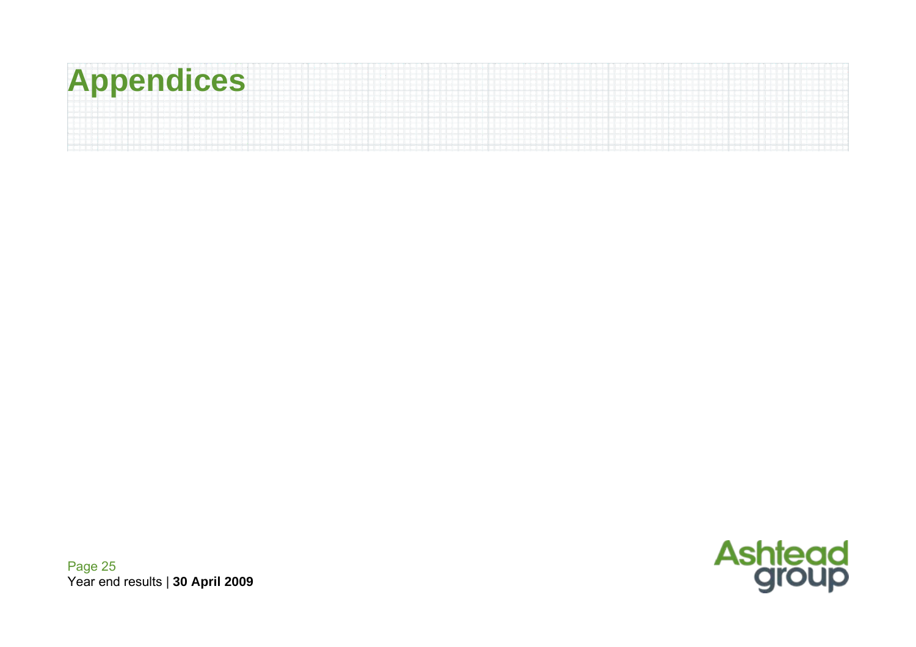# Appendices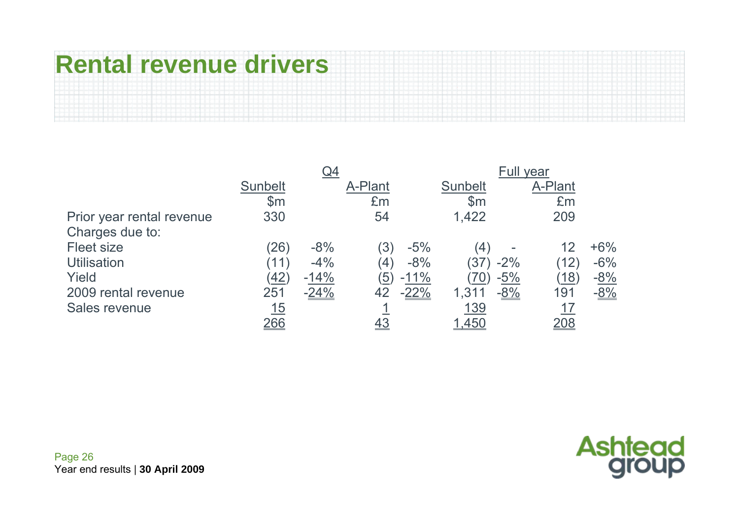# Rental revenue drivers

| | Q4 | | | | Full year | | | |
|---|---|---|---|---|---|---|---|---|
| | Sunbelt | | A-Plant | | Sunbelt | | A-Plant | |
| | $m | | £m | | $m | | £m | |
| Prior year rental revenue | 330 | | 54 | | 1,422 | | 209 | |
| Charges due to: | | | | | | | | |
| Fleet size | (26) | -8% | (3) | -5% | (4) | - | 12 | +6% |
| Utilisation | (11) | -4% | (4) | -8% | (37) | -2% | (12) | -6% |
| Yield | (42) | -14% | (5) | -11% | (70) | -5% | (18) | -8% |
| 2009 rental revenue | 251 | -24% | 42 | -22% | 1,311 | -8% | 191 | -8% |
| Sales revenue | 15 | | 1 | | 139 | | 17 | |
| | 266 | | 43 | | 1,450 | | 208 | |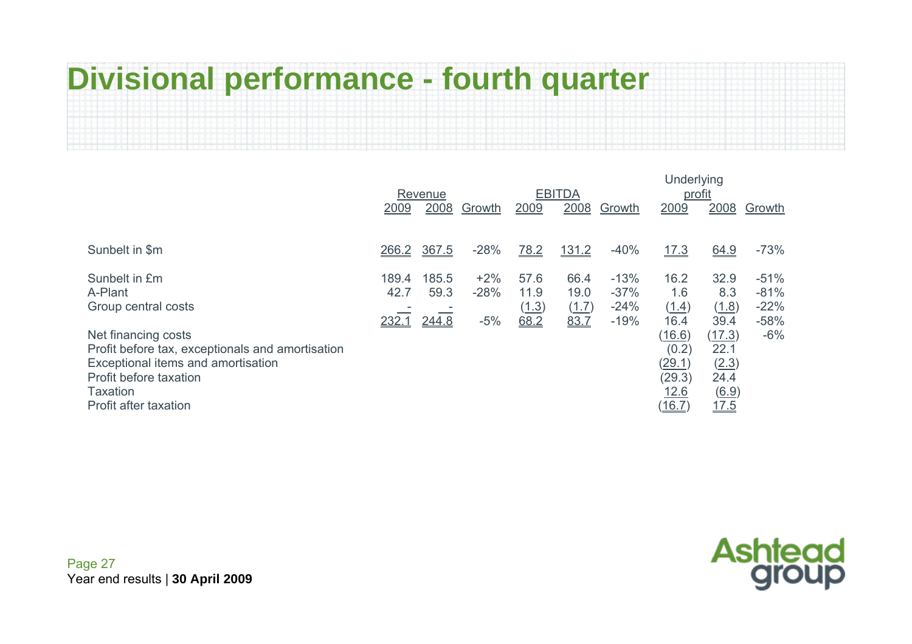# Divisional performance - fourth quarter

| | Revenue | | | EBITDA | | | Underlying profit | | |
|---|---|---|---|---|---|---|---|---|---|
| | 2009 | 2008 | Growth | 2009 | 2008 | Growth | 2009 | 2008 | Growth |
| Sunbelt in $m | 266.2 | 367.5 | -28% | 78.2 | 131.2 | -40% | 17.3 | 64.9 | -73% |
| Sunbelt in £m | 189.4 | 185.5 | +2% | 57.6 | 66.4 | -13% | 16.2 | 32.9 | -51% |
| A-Plant | 42.7 | 59.3 | -28% | 11.9 | 19.0 | -37% | 1.6 | 8.3 | -81% |
| Group central costs | - | - | | (1.3) | (1.7) | -24% | (1.4) | (1.8) | -22% |
| | 232.1 | 244.8 | -5% | 68.2 | 83.7 | -19% | 16.4 | 39.4 | -58% |
| Net financing costs | | | | | | | (16.6) | (17.3) | -6% |
| Profit before tax, exceptionals and amortisation | | | | | | | (0.2) | 22.1 | |
| Exceptional items and amortisation | | | | | | | (29.1) | (2.3) | |
| Profit before taxation | | | | | | | (29.3) | 24.4 | |
| Taxation | | | | | | | 12.6 | (6.9) | |
| Profit after taxation | | | | | | | (16.7) | 17.5 | |

Year end results | **30 April 2009**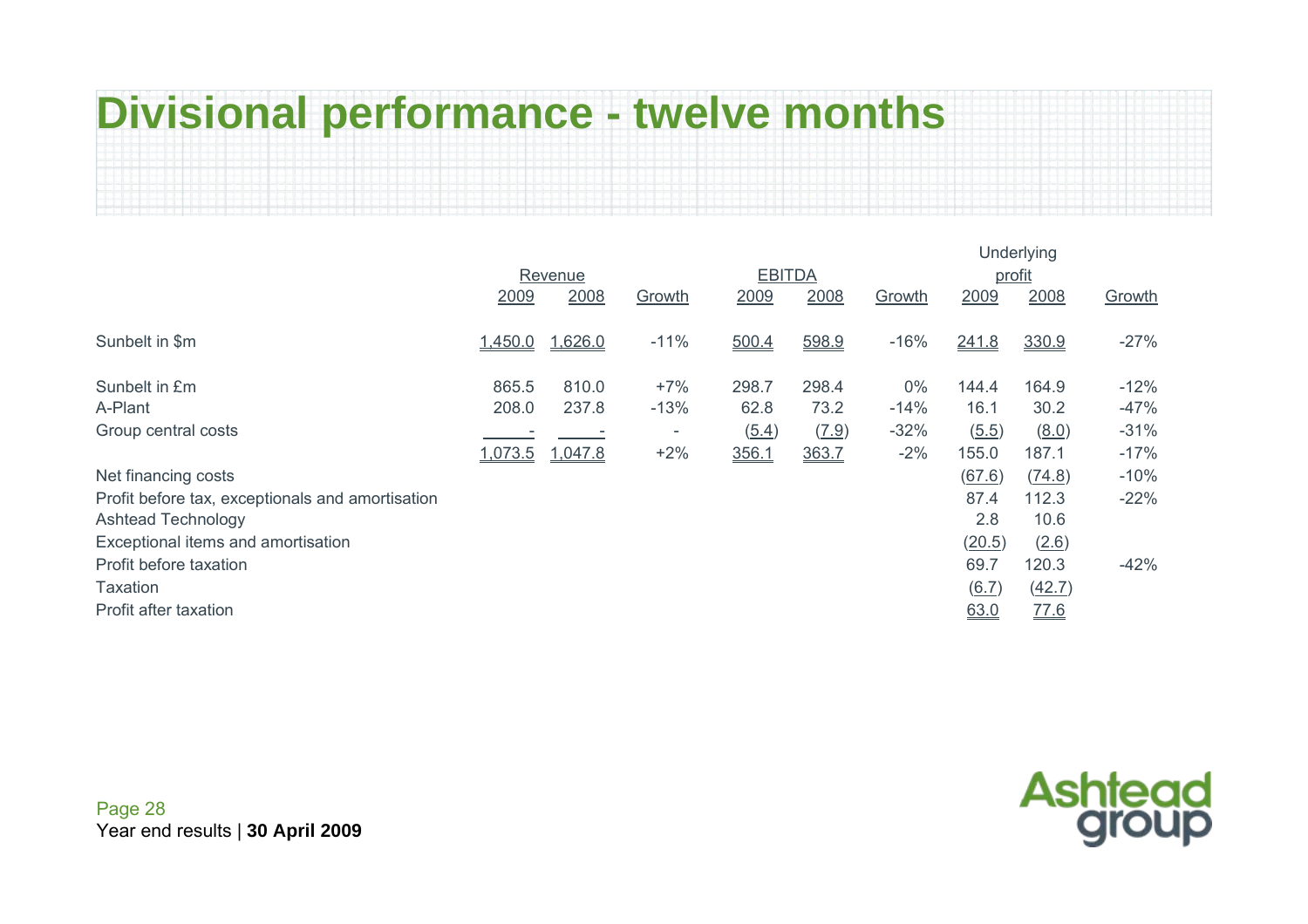# Divisional performance - twelve months

| | Revenue | | | EBITDA | | | Underlying profit | | |
|---|---|---|---|---|---|---|---|---|---|
| | 2009 | 2008 | Growth | 2009 | 2008 | Growth | 2009 | 2008 | Growth |
| Sunbelt in $m | 1,450.0 | 1,626.0 | -11% | 500.4 | 598.9 | -16% | 241.8 | 330.9 | -27% |
| Sunbelt in £m | 865.5 | 810.0 | +7% | 298.7 | 298.4 | 0% | 144.4 | 164.9 | -12% |
| A-Plant | 208.0 | 237.8 | -13% | 62.8 | 73.2 | -14% | 16.1 | 30.2 | -47% |
| Group central costs | - | - | - | (5.4) | (7.9) | -32% | (5.5) | (8.0) | -31% |
| | 1,073.5 | 1,047.8 | +2% | 356.1 | 363.7 | -2% | 155.0 | 187.1 | -17% |
| Net financing costs | | | | | | | (67.6) | (74.8) | -10% |
| Profit before tax, exceptionals and amortisation | | | | | | | 87.4 | 112.3 | -22% |
| Ashtead Technology | | | | | | | 2.8 | 10.6 | |
| Exceptional items and amortisation | | | | | | | (20.5) | (2.6) | |
| Profit before taxation | | | | | | | 69.7 | 120.3 | -42% |
| Taxation | | | | | | | (6.7) | (42.7) | |
| Profit after taxation | | | | | | | 63.0 | 77.6 | |

Year end results | **30 April 2009**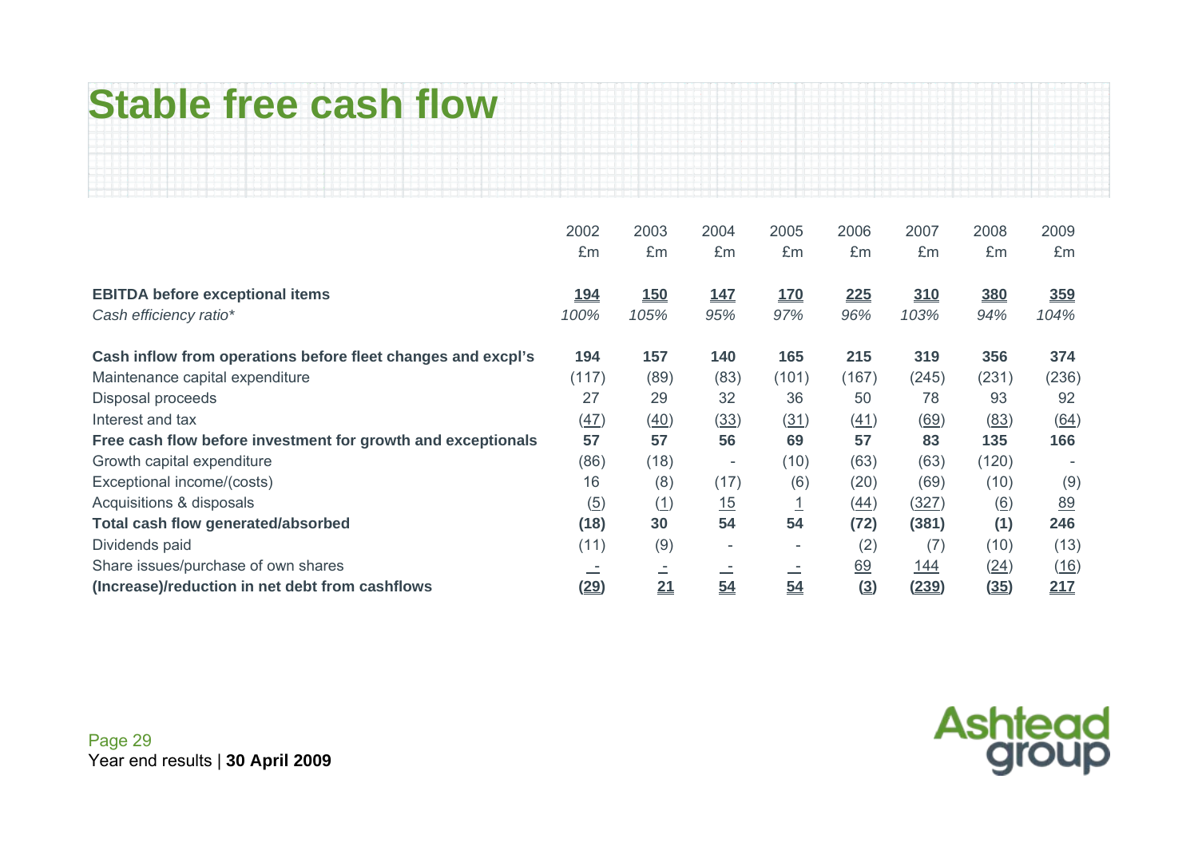# Stable free cash flow

| | 2002<br>£m | 2003<br>£m | 2004<br>£m | 2005<br>£m | 2006<br>£m | 2007<br>£m | 2008<br>£m | 2009<br>£m |
|---|---|---|---|---|---|---|---|---|
| **EBITDA before exceptional items** | **194** | **150** | **147** | **170** | **225** | **310** | **380** | **359** |
| *Cash efficiency ratio** | *100%* | *105%* | *95%* | *97%* | *96%* | *103%* | *94%* | *104%* |
| **Cash inflow from operations before fleet changes and excpl's** | **194** | **157** | **140** | **165** | **215** | **319** | **356** | **374** |
| Maintenance capital expenditure | (117) | (89) | (83) | (101) | (167) | (245) | (231) | (236) |
| Disposal proceeds | 27 | 29 | 32 | 36 | 50 | 78 | 93 | 92 |
| Interest and tax | (47) | (40) | (33) | (31) | (41) | (69) | (83) | (64) |
| **Free cash flow before investment for growth and exceptionals** | **57** | **57** | **56** | **69** | **57** | **83** | **135** | **166** |
| Growth capital expenditure | (86) | (18) | - | (10) | (63) | (63) | (120) | - |
| Exceptional income/(costs) | 16 | (8) | (17) | (6) | (20) | (69) | (10) | (9) |
| Acquisitions & disposals | (5) | (1) | 15 | 1 | (44) | (327) | (6) | 89 |
| **Total cash flow generated/absorbed** | **(18)** | **30** | **54** | **54** | **(72)** | **(381)** | **(1)** | **246** |
| Dividends paid | (11) | (9) | - | - | (2) | (7) | (10) | (13) |
| Share issues/purchase of own shares | - | - | - | - | 69 | 144 | (24) | (16) |
| **(Increase)/reduction in net debt from cashflows** | **(29)** | **21** | **54** | **54** | **(3)** | **(239)** | **(35)** | **217** |

Year end results | **30 April 2009**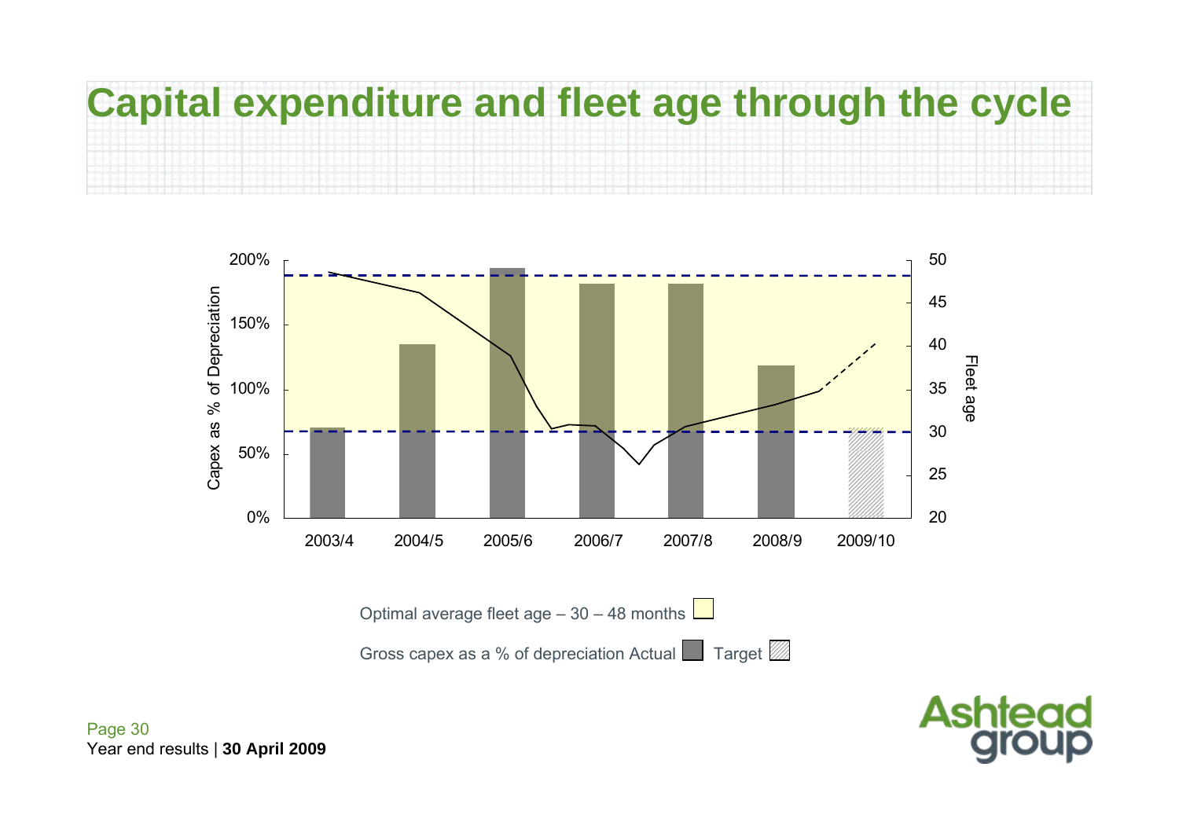# Capital expenditure and fleet age through the cycle

Capex as % of Depreciation

200%
150%
100%
50%
0%

Fleet age

50
45
40
35
30
25
20

2003/4 2004/5 2005/6 2006/7 2007/8 2008/9 2009/10

Optimal average fleet age – 30 – 48 months

Gross capex as a % of depreciation Actual Target

Year end results | **30 April 2009**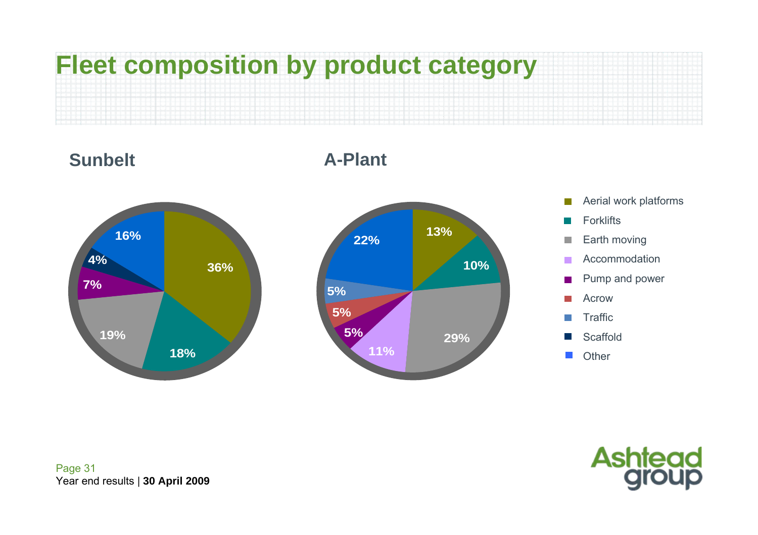# Fleet composition by product category

## Sunbelt

| Product category | % |
| --- | --- |
| Aerial work platforms | 36% |
| Forklifts | 18% |
| Earth moving | 19% |
| Pump and power | 7% |
| Scaffold | 4% |
| Other | 16% |

## A-Plant

| Product category | % |
| --- | --- |
| Aerial work platforms | 13% |
| Forklifts | 10% |
| Earth moving | 29% |
| Accommodation | 11% |
| Pump and power | 5% |
| Acrow | 5% |
| Traffic | 5% |
| Other | 22% |

Year end results | **30 April 2009**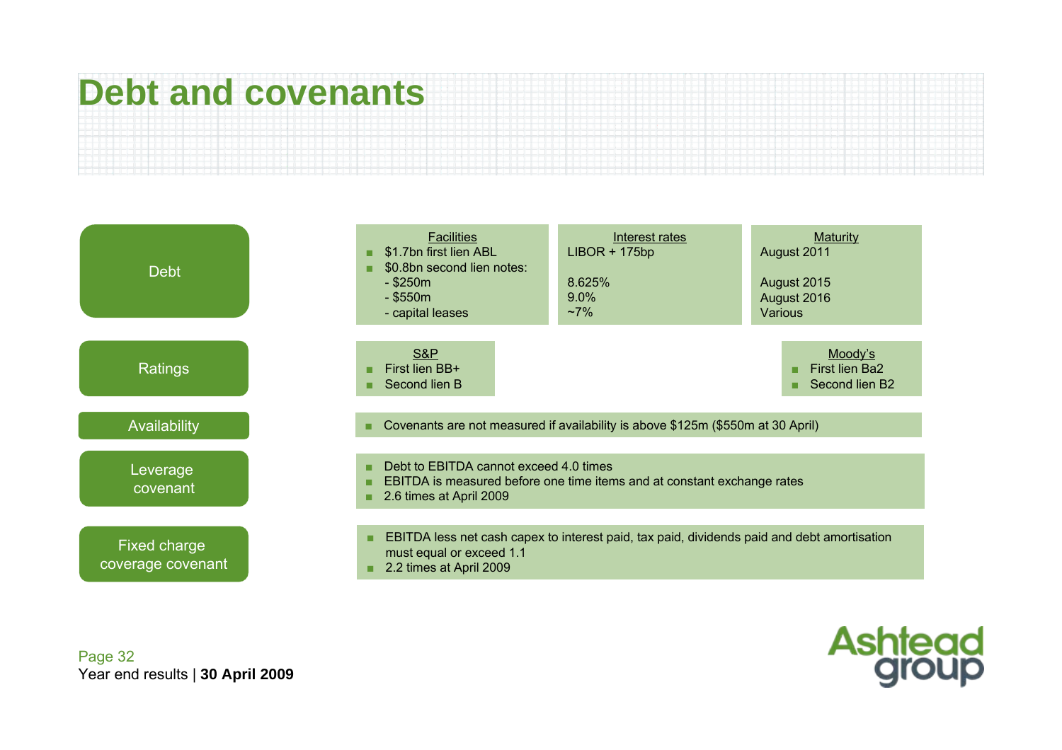# Debt and covenants

## Debt

| Facilities | Interest rates | Maturity |
|---|---|---|
| $1.7bn first lien ABL | LIBOR + 175bp | August 2011 |
| $0.8bn second lien notes: | | |
| - $250m | 8.625% | August 2015 |
| - $550m | 9.0% | August 2016 |
| - capital leases | ~7% | Various |

## Ratings

**S&P**
- First lien BB+
- Second lien B

**Moody's**
- First lien Ba2
- Second lien B2

## Availability

- Covenants are not measured if availability is above $125m ($550m at 30 April)

## Leverage covenant

- Debt to EBITDA cannot exceed 4.0 times
- EBITDA is measured before one time items and at constant exchange rates
- 2.6 times at April 2009

## Fixed charge coverage covenant

- EBITDA less net cash capex to interest paid, tax paid, dividends paid and debt amortisation must equal or exceed 1.1
- 2.2 times at April 2009

Year end results | **30 April 2009**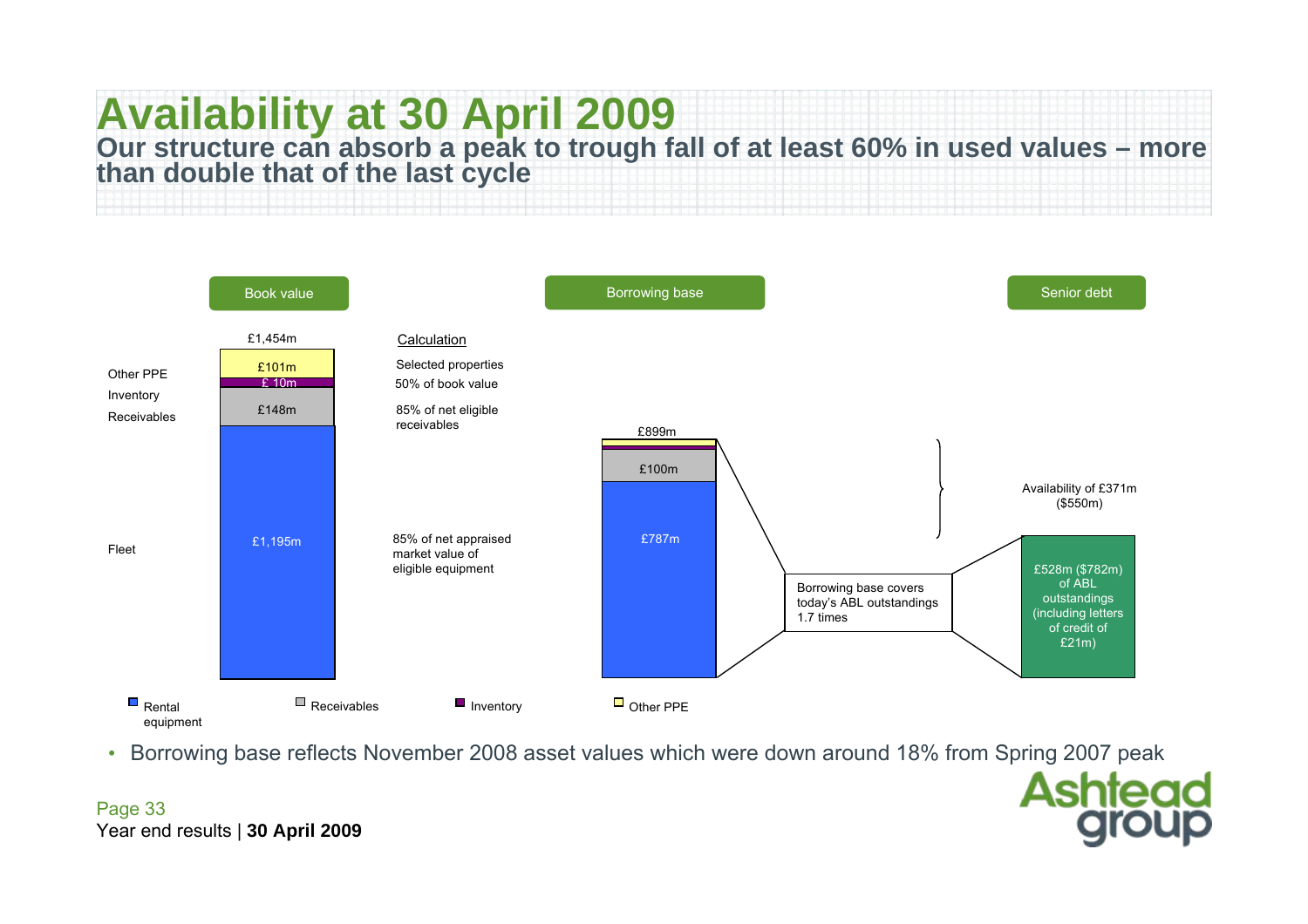# Availability at 30 April 2009

## Our structure can absorb a peak to trough fall of at least 60% in used values – more than double that of the last cycle

Book value

£1,454m

Other PPE £101m

Inventory £ 10m

Receivables £148m

Fleet £1,195m

Calculation

Selected properties 50% of book value

85% of net eligible receivables

85% of net appraised market value of eligible equipment

Borrowing base

£899m

£100m

£787m

Borrowing base covers today's ABL outstandings 1.7 times

Senior debt

Availability of £371m ($550m)

£528m ($782m) of ABL outstandings (including letters of credit of £21m)

Rental equipment | Receivables | Inventory | Other PPE

- Borrowing base reflects November 2008 asset values which were down around 18% from Spring 2007 peak

Year end results | **30 April 2009**